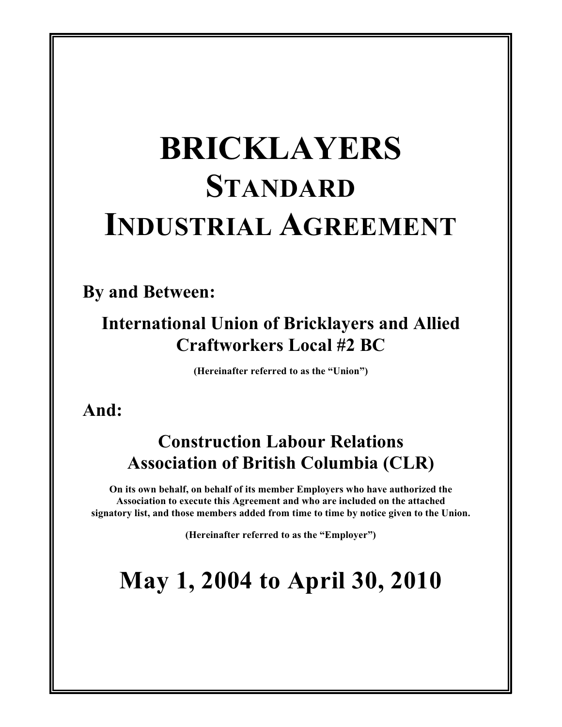# BRICKLAYERS STANDARD INDUSTRIAL AGREEMENT

**By and Between:**

**International Union of Bricklayers and Allied Craftworkers Local #2 BC**

**(Hereinafter referred to as the "Union")**

**And:**

**Construction Labour Relations Association of British Columbia (CLR)**

**On its own behalf, on behalf of its member Employers who have authorized the Association to execute this Agreement and who are included on the attached signatory list, and those members added from time to time by notice given to the Union.**

**(Hereinafter referred to as the "Employer")**

## May 1, 2004 to April 30, 2010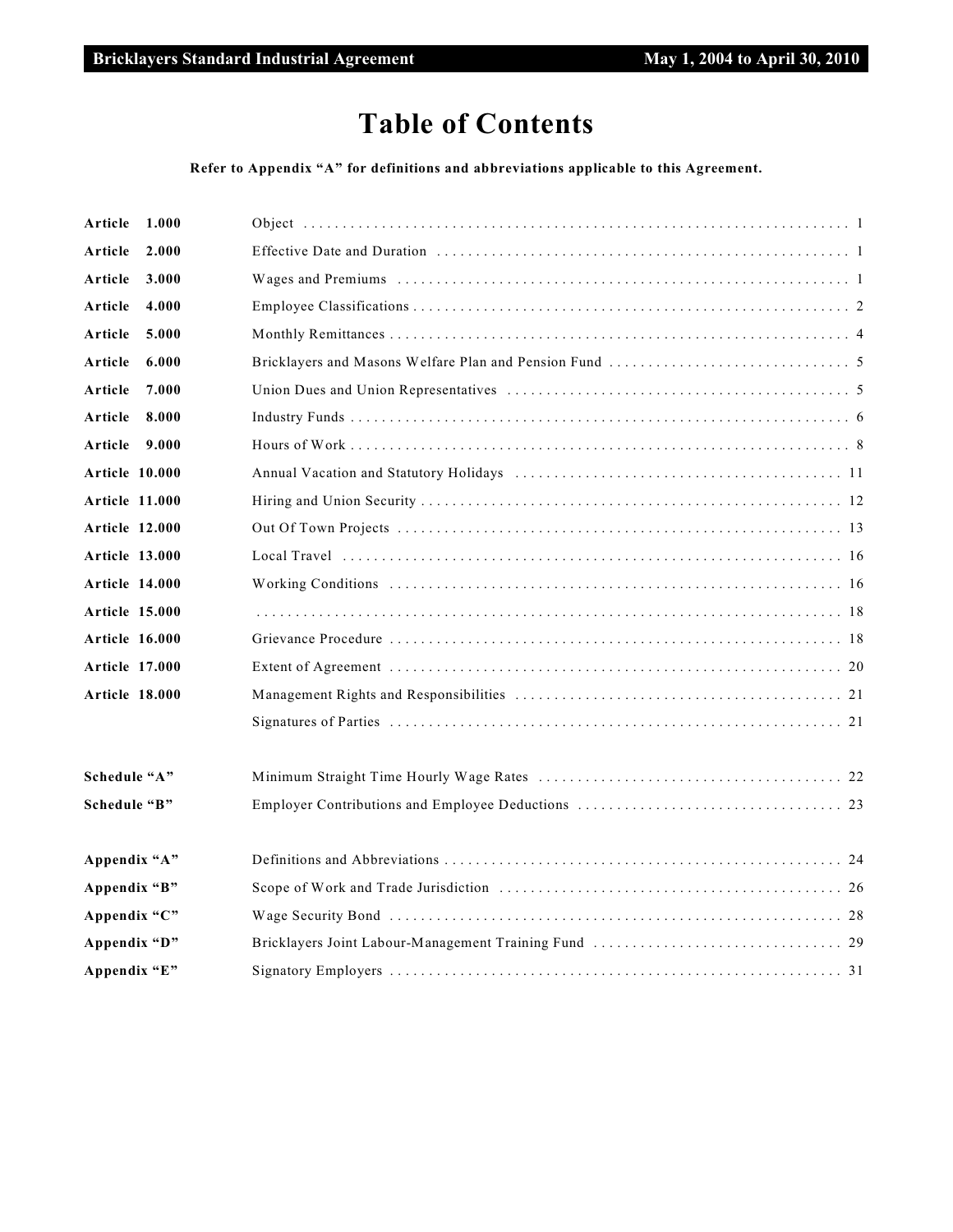# Table of Contents

**Refer to Appendix "A" for definitions and abbreviations applicable to this Agreement.**

| | | |
|---|---|---|
| **Article 1.000** | Object | 1 |
| **Article 2.000** | Effective Date and Duration | 1 |
| **Article 3.000** | Wages and Premiums | 1 |
| **Article 4.000** | Employee Classifications | 2 |
| **Article 5.000** | Monthly Remittances | 4 |
| **Article 6.000** | Bricklayers and Masons Welfare Plan and Pension Fund | 5 |
| **Article 7.000** | Union Dues and Union Representatives | 5 |
| **Article 8.000** | Industry Funds | 6 |
| **Article 9.000** | Hours of Work | 8 |
| **Article 10.000** | Annual Vacation and Statutory Holidays | 11 |
| **Article 11.000** | Hiring and Union Security | 12 |
| **Article 12.000** | Out Of Town Projects | 13 |
| **Article 13.000** | Local Travel | 16 |
| **Article 14.000** | Working Conditions | 16 |
| **Article 15.000** | | 18 |
| **Article 16.000** | Grievance Procedure | 18 |
| **Article 17.000** | Extent of Agreement | 20 |
| **Article 18.000** | Management Rights and Responsibilities | 21 |
| | Signatures of Parties | 21 |
| **Schedule "A"** | Minimum Straight Time Hourly Wage Rates | 22 |
| **Schedule "B"** | Employer Contributions and Employee Deductions | 23 |
| **Appendix "A"** | Definitions and Abbreviations | 24 |
| **Appendix "B"** | Scope of Work and Trade Jurisdiction | 26 |
| **Appendix "C"** | Wage Security Bond | 28 |
| **Appendix "D"** | Bricklayers Joint Labour-Management Training Fund | 29 |
| **Appendix "E"** | Signatory Employers | 31 |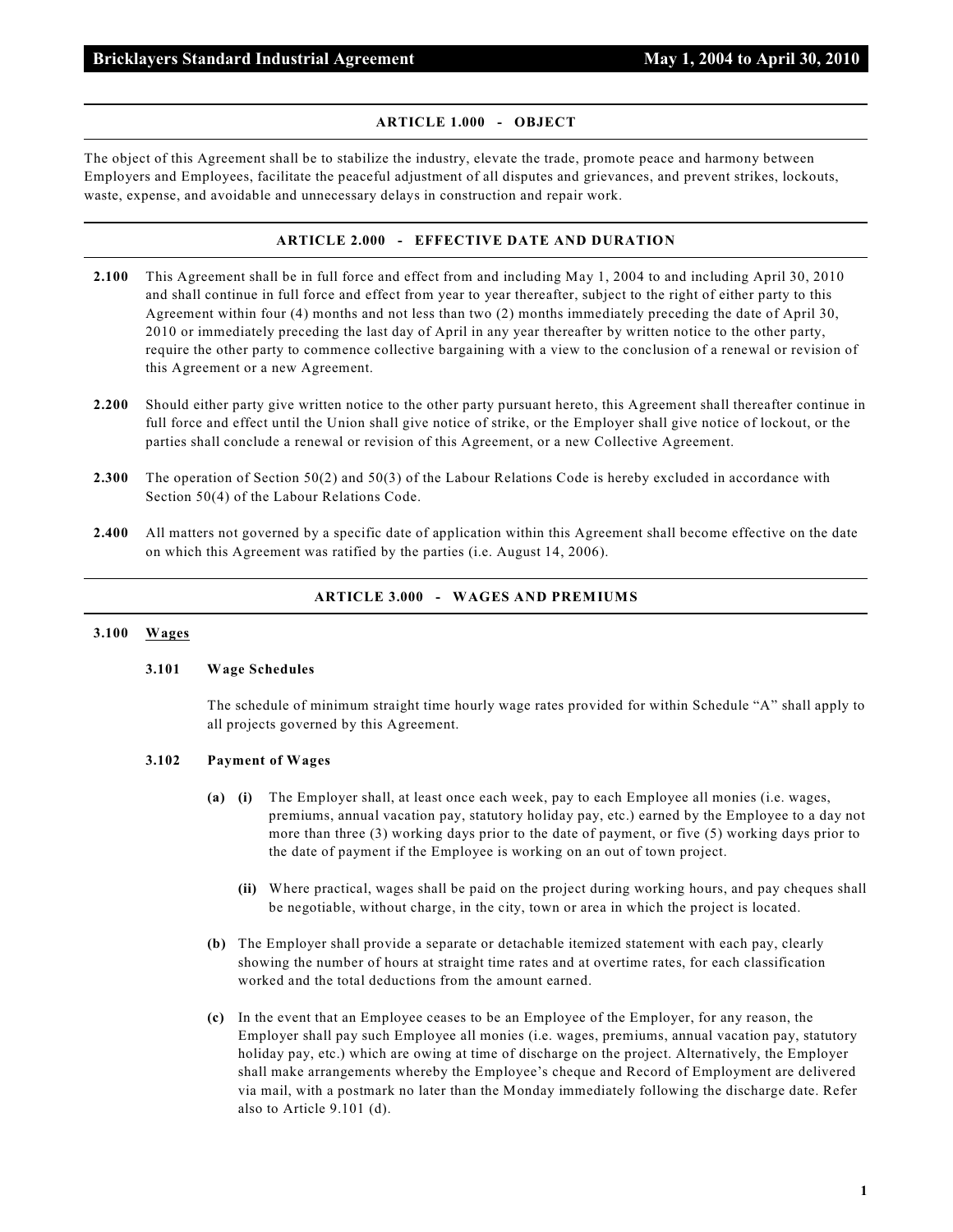## ARTICLE 1.000 - OBJECT

The object of this Agreement shall be to stabilize the industry, elevate the trade, promote peace and harmony between Employers and Employees, facilitate the peaceful adjustment of all disputes and grievances, and prevent strikes, lockouts, waste, expense, and avoidable and unnecessary delays in construction and repair work.

## ARTICLE 2.000 - EFFECTIVE DATE AND DURATION

**2.100** This Agreement shall be in full force and effect from and including May 1, 2004 to and including April 30, 2010 and shall continue in full force and effect from year to year thereafter, subject to the right of either party to this Agreement within four (4) months and not less than two (2) months immediately preceding the date of April 30, 2010 or immediately preceding the last day of April in any year thereafter by written notice to the other party, require the other party to commence collective bargaining with a view to the conclusion of a renewal or revision of this Agreement or a new Agreement.

**2.200** Should either party give written notice to the other party pursuant hereto, this Agreement shall thereafter continue in full force and effect until the Union shall give notice of strike, or the Employer shall give notice of lockout, or the parties shall conclude a renewal or revision of this Agreement, or a new Collective Agreement.

**2.300** The operation of Section 50(2) and 50(3) of the Labour Relations Code is hereby excluded in accordance with Section 50(4) of the Labour Relations Code.

**2.400** All matters not governed by a specific date of application within this Agreement shall become effective on the date on which this Agreement was ratified by the parties (i.e. August 14, 2006).

## ARTICLE 3.000 - WAGES AND PREMIUMS

**3.100** **Wages**

**3.101** **Wage Schedules**

The schedule of minimum straight time hourly wage rates provided for within Schedule "A" shall apply to all projects governed by this Agreement.

**3.102** **Payment of Wages**

**(a)** **(i)** The Employer shall, at least once each week, pay to each Employee all monies (i.e. wages, premiums, annual vacation pay, statutory holiday pay, etc.) earned by the Employee to a day not more than three (3) working days prior to the date of payment, or five (5) working days prior to the date of payment if the Employee is working on an out of town project.

**(ii)** Where practical, wages shall be paid on the project during working hours, and pay cheques shall be negotiable, without charge, in the city, town or area in which the project is located.

**(b)** The Employer shall provide a separate or detachable itemized statement with each pay, clearly showing the number of hours at straight time rates and at overtime rates, for each classification worked and the total deductions from the amount earned.

**(c)** In the event that an Employee ceases to be an Employee of the Employer, for any reason, the Employer shall pay such Employee all monies (i.e. wages, premiums, annual vacation pay, statutory holiday pay, etc.) which are owing at time of discharge on the project. Alternatively, the Employer shall make arrangements whereby the Employee's cheque and Record of Employment are delivered via mail, with a postmark no later than the Monday immediately following the discharge date. Refer also to Article 9.101 (d).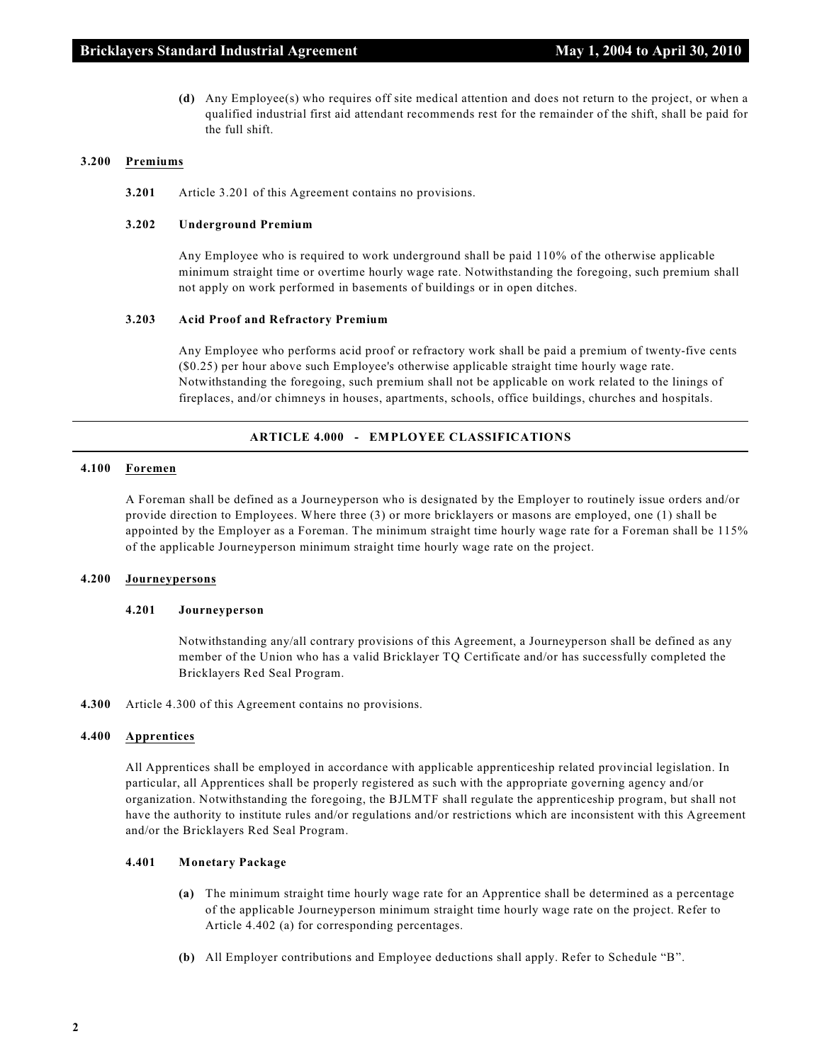**(d)** Any Employee(s) who requires off site medical attention and does not return to the project, or when a qualified industrial first aid attendant recommends rest for the remainder of the shift, shall be paid for the full shift.

### 3.200 Premiums

**3.201** Article 3.201 of this Agreement contains no provisions.

#### 3.202 Underground Premium

Any Employee who is required to work underground shall be paid 110% of the otherwise applicable minimum straight time or overtime hourly wage rate. Notwithstanding the foregoing, such premium shall not apply on work performed in basements of buildings or in open ditches.

#### 3.203 Acid Proof and Refractory Premium

Any Employee who performs acid proof or refractory work shall be paid a premium of twenty-five cents ($0.25) per hour above such Employee's otherwise applicable straight time hourly wage rate. Notwithstanding the foregoing, such premium shall not be applicable on work related to the linings of fireplaces, and/or chimneys in houses, apartments, schools, office buildings, churches and hospitals.

## ARTICLE 4.000 - EMPLOYEE CLASSIFICATIONS

### 4.100 Foremen

A Foreman shall be defined as a Journeyperson who is designated by the Employer to routinely issue orders and/or provide direction to Employees. Where three (3) or more bricklayers or masons are employed, one (1) shall be appointed by the Employer as a Foreman. The minimum straight time hourly wage rate for a Foreman shall be 115% of the applicable Journeyperson minimum straight time hourly wage rate on the project.

### 4.200 Journeypersons

#### 4.201 Journeyperson

Notwithstanding any/all contrary provisions of this Agreement, a Journeyperson shall be defined as any member of the Union who has a valid Bricklayer TQ Certificate and/or has successfully completed the Bricklayers Red Seal Program.

**4.300** Article 4.300 of this Agreement contains no provisions.

### 4.400 Apprentices

All Apprentices shall be employed in accordance with applicable apprenticeship related provincial legislation. In particular, all Apprentices shall be properly registered as such with the appropriate governing agency and/or organization. Notwithstanding the foregoing, the BJLMTF shall regulate the apprenticeship program, but shall not have the authority to institute rules and/or regulations and/or restrictions which are inconsistent with this Agreement and/or the Bricklayers Red Seal Program.

#### 4.401 Monetary Package

**(a)** The minimum straight time hourly wage rate for an Apprentice shall be determined as a percentage of the applicable Journeyperson minimum straight time hourly wage rate on the project. Refer to Article 4.402 (a) for corresponding percentages.

**(b)** All Employer contributions and Employee deductions shall apply. Refer to Schedule "B".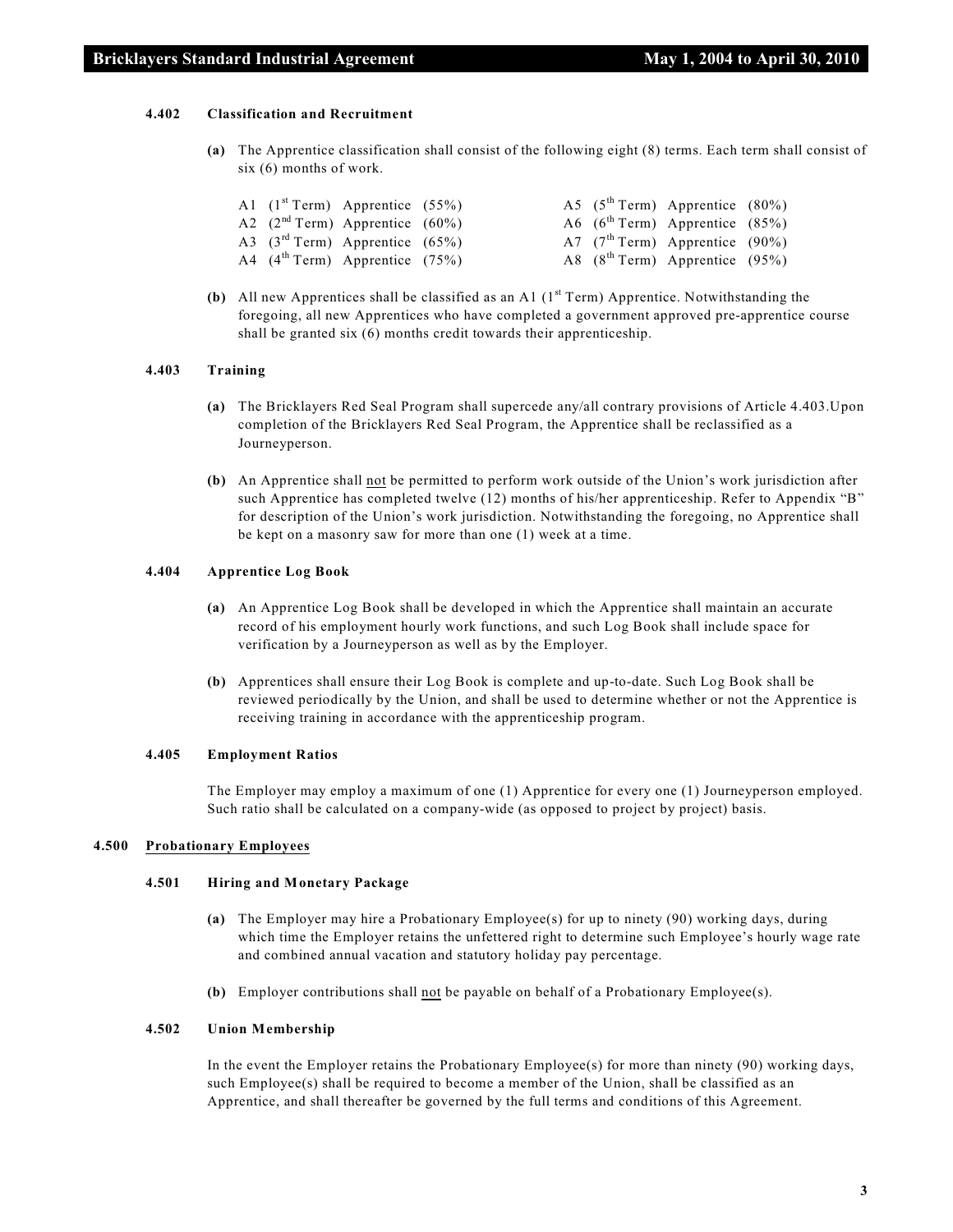#### 4.402 Classification and Recruitment

**(a)** The Apprentice classification shall consist of the following eight (8) terms. Each term shall consist of six (6) months of work.

| | |
|---|---|
| A1 (1st Term) Apprentice (55%) | A5 (5th Term) Apprentice (80%) |
| A2 (2nd Term) Apprentice (60%) | A6 (6th Term) Apprentice (85%) |
| A3 (3rd Term) Apprentice (65%) | A7 (7th Term) Apprentice (90%) |
| A4 (4th Term) Apprentice (75%) | A8 (8th Term) Apprentice (95%) |

**(b)** All new Apprentices shall be classified as an A1 (1st Term) Apprentice. Notwithstanding the foregoing, all new Apprentices who have completed a government approved pre-apprentice course shall be granted six (6) months credit towards their apprenticeship.

#### 4.403 Training

**(a)** The Bricklayers Red Seal Program shall supercede any/all contrary provisions of Article 4.403.Upon completion of the Bricklayers Red Seal Program, the Apprentice shall be reclassified as a Journeyperson.

**(b)** An Apprentice shall not be permitted to perform work outside of the Union's work jurisdiction after such Apprentice has completed twelve (12) months of his/her apprenticeship. Refer to Appendix "B" for description of the Union's work jurisdiction. Notwithstanding the foregoing, no Apprentice shall be kept on a masonry saw for more than one (1) week at a time.

#### 4.404 Apprentice Log Book

**(a)** An Apprentice Log Book shall be developed in which the Apprentice shall maintain an accurate record of his employment hourly work functions, and such Log Book shall include space for verification by a Journeyperson as well as by the Employer.

**(b)** Apprentices shall ensure their Log Book is complete and up-to-date. Such Log Book shall be reviewed periodically by the Union, and shall be used to determine whether or not the Apprentice is receiving training in accordance with the apprenticeship program.

#### 4.405 Employment Ratios

The Employer may employ a maximum of one (1) Apprentice for every one (1) Journeyperson employed. Such ratio shall be calculated on a company-wide (as opposed to project by project) basis.

### 4.500 Probationary Employees

#### 4.501 Hiring and Monetary Package

**(a)** The Employer may hire a Probationary Employee(s) for up to ninety (90) working days, during which time the Employer retains the unfettered right to determine such Employee's hourly wage rate and combined annual vacation and statutory holiday pay percentage.

**(b)** Employer contributions shall not be payable on behalf of a Probationary Employee(s).

#### 4.502 Union Membership

In the event the Employer retains the Probationary Employee(s) for more than ninety (90) working days, such Employee(s) shall be required to become a member of the Union, shall be classified as an Apprentice, and shall thereafter be governed by the full terms and conditions of this Agreement.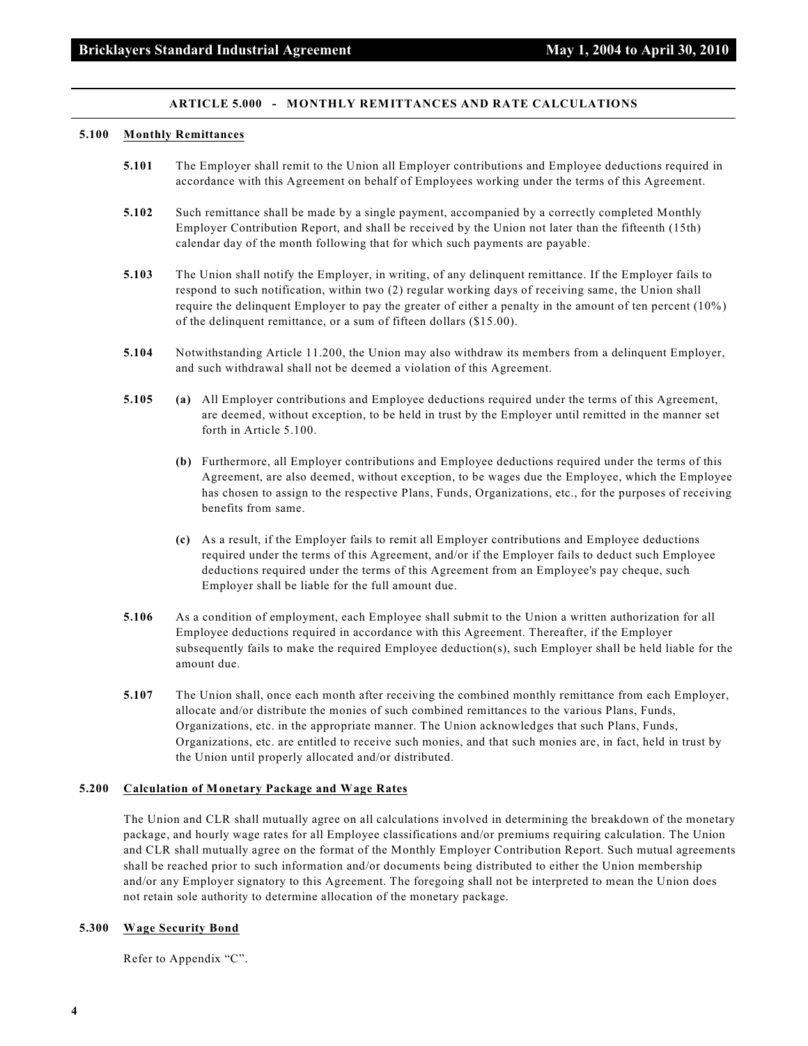## ARTICLE 5.000 - MONTHLY REMITTANCES AND RATE CALCULATIONS

### 5.100 Monthly Remittances

**5.101** The Employer shall remit to the Union all Employer contributions and Employee deductions required in accordance with this Agreement on behalf of Employees working under the terms of this Agreement.

**5.102** Such remittance shall be made by a single payment, accompanied by a correctly completed Monthly Employer Contribution Report, and shall be received by the Union not later than the fifteenth (15th) calendar day of the month following that for which such payments are payable.

**5.103** The Union shall notify the Employer, in writing, of any delinquent remittance. If the Employer fails to respond to such notification, within two (2) regular working days of receiving same, the Union shall require the delinquent Employer to pay the greater of either a penalty in the amount of ten percent (10%) of the delinquent remittance, or a sum of fifteen dollars ($15.00).

**5.104** Notwithstanding Article 11.200, the Union may also withdraw its members from a delinquent Employer, and such withdrawal shall not be deemed a violation of this Agreement.

**5.105** **(a)** All Employer contributions and Employee deductions required under the terms of this Agreement, are deemed, without exception, to be held in trust by the Employer until remitted in the manner set forth in Article 5.100.

**(b)** Furthermore, all Employer contributions and Employee deductions required under the terms of this Agreement, are also deemed, without exception, to be wages due the Employee, which the Employee has chosen to assign to the respective Plans, Funds, Organizations, etc., for the purposes of receiving benefits from same.

**(c)** As a result, if the Employer fails to remit all Employer contributions and Employee deductions required under the terms of this Agreement, and/or if the Employer fails to deduct such Employee deductions required under the terms of this Agreement from an Employee's pay cheque, such Employer shall be liable for the full amount due.

**5.106** As a condition of employment, each Employee shall submit to the Union a written authorization for all Employee deductions required in accordance with this Agreement. Thereafter, if the Employer subsequently fails to make the required Employee deduction(s), such Employer shall be held liable for the amount due.

**5.107** The Union shall, once each month after receiving the combined monthly remittance from each Employer, allocate and/or distribute the monies of such combined remittances to the various Plans, Funds, Organizations, etc. in the appropriate manner. The Union acknowledges that such Plans, Funds, Organizations, etc. are entitled to receive such monies, and that such monies are, in fact, held in trust by the Union until properly allocated and/or distributed.

### 5.200 Calculation of Monetary Package and Wage Rates

The Union and CLR shall mutually agree on all calculations involved in determining the breakdown of the monetary package, and hourly wage rates for all Employee classifications and/or premiums requiring calculation. The Union and CLR shall mutually agree on the format of the Monthly Employer Contribution Report. Such mutual agreements shall be reached prior to such information and/or documents being distributed to either the Union membership and/or any Employer signatory to this Agreement. The foregoing shall not be interpreted to mean the Union does not retain sole authority to determine allocation of the monetary package.

### 5.300 Wage Security Bond

Refer to Appendix "C".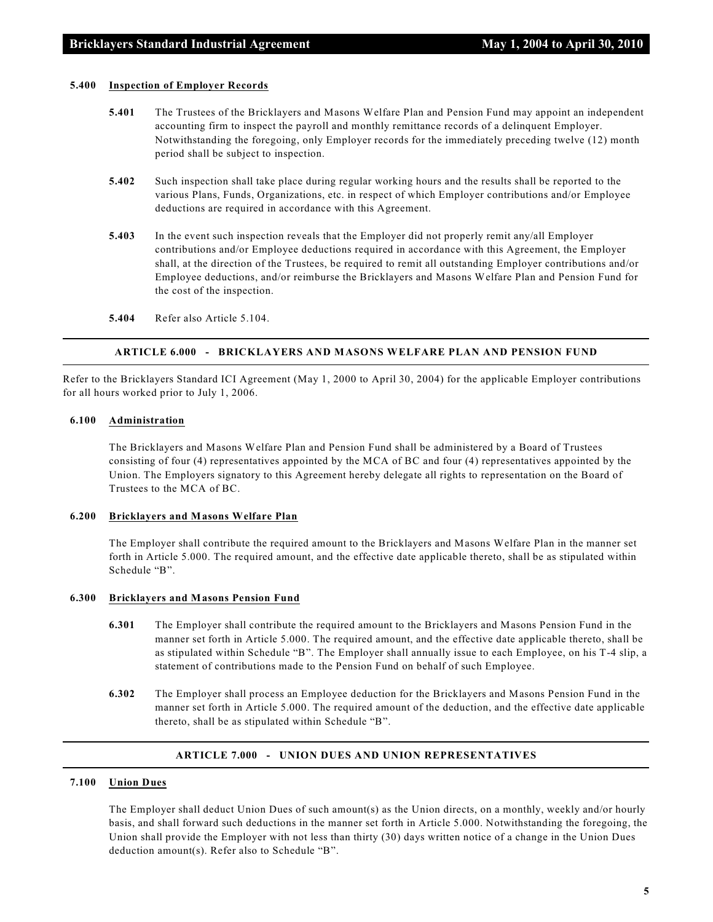**5.400 Inspection of Employer Records**

**5.401** The Trustees of the Bricklayers and Masons Welfare Plan and Pension Fund may appoint an independent accounting firm to inspect the payroll and monthly remittance records of a delinquent Employer. Notwithstanding the foregoing, only Employer records for the immediately preceding twelve (12) month period shall be subject to inspection.

**5.402** Such inspection shall take place during regular working hours and the results shall be reported to the various Plans, Funds, Organizations, etc. in respect of which Employer contributions and/or Employee deductions are required in accordance with this Agreement.

**5.403** In the event such inspection reveals that the Employer did not properly remit any/all Employer contributions and/or Employee deductions required in accordance with this Agreement, the Employer shall, at the direction of the Trustees, be required to remit all outstanding Employer contributions and/or Employee deductions, and/or reimburse the Bricklayers and Masons Welfare Plan and Pension Fund for the cost of the inspection.

**5.404** Refer also Article 5.104.

## ARTICLE 6.000 - BRICKLAYERS AND MASONS WELFARE PLAN AND PENSION FUND

Refer to the Bricklayers Standard ICI Agreement (May 1, 2000 to April 30, 2004) for the applicable Employer contributions for all hours worked prior to July 1, 2006.

**6.100 Administration**

The Bricklayers and Masons Welfare Plan and Pension Fund shall be administered by a Board of Trustees consisting of four (4) representatives appointed by the MCA of BC and four (4) representatives appointed by the Union. The Employers signatory to this Agreement hereby delegate all rights to representation on the Board of Trustees to the MCA of BC.

**6.200 Bricklayers and Masons Welfare Plan**

The Employer shall contribute the required amount to the Bricklayers and Masons Welfare Plan in the manner set forth in Article 5.000. The required amount, and the effective date applicable thereto, shall be as stipulated within Schedule "B".

**6.300 Bricklayers and Masons Pension Fund**

**6.301** The Employer shall contribute the required amount to the Bricklayers and Masons Pension Fund in the manner set forth in Article 5.000. The required amount, and the effective date applicable thereto, shall be as stipulated within Schedule "B". The Employer shall annually issue to each Employee, on his T-4 slip, a statement of contributions made to the Pension Fund on behalf of such Employee.

**6.302** The Employer shall process an Employee deduction for the Bricklayers and Masons Pension Fund in the manner set forth in Article 5.000. The required amount of the deduction, and the effective date applicable thereto, shall be as stipulated within Schedule "B".

## ARTICLE 7.000 - UNION DUES AND UNION REPRESENTATIVES

**7.100 Union Dues**

The Employer shall deduct Union Dues of such amount(s) as the Union directs, on a monthly, weekly and/or hourly basis, and shall forward such deductions in the manner set forth in Article 5.000. Notwithstanding the foregoing, the Union shall provide the Employer with not less than thirty (30) days written notice of a change in the Union Dues deduction amount(s). Refer also to Schedule "B".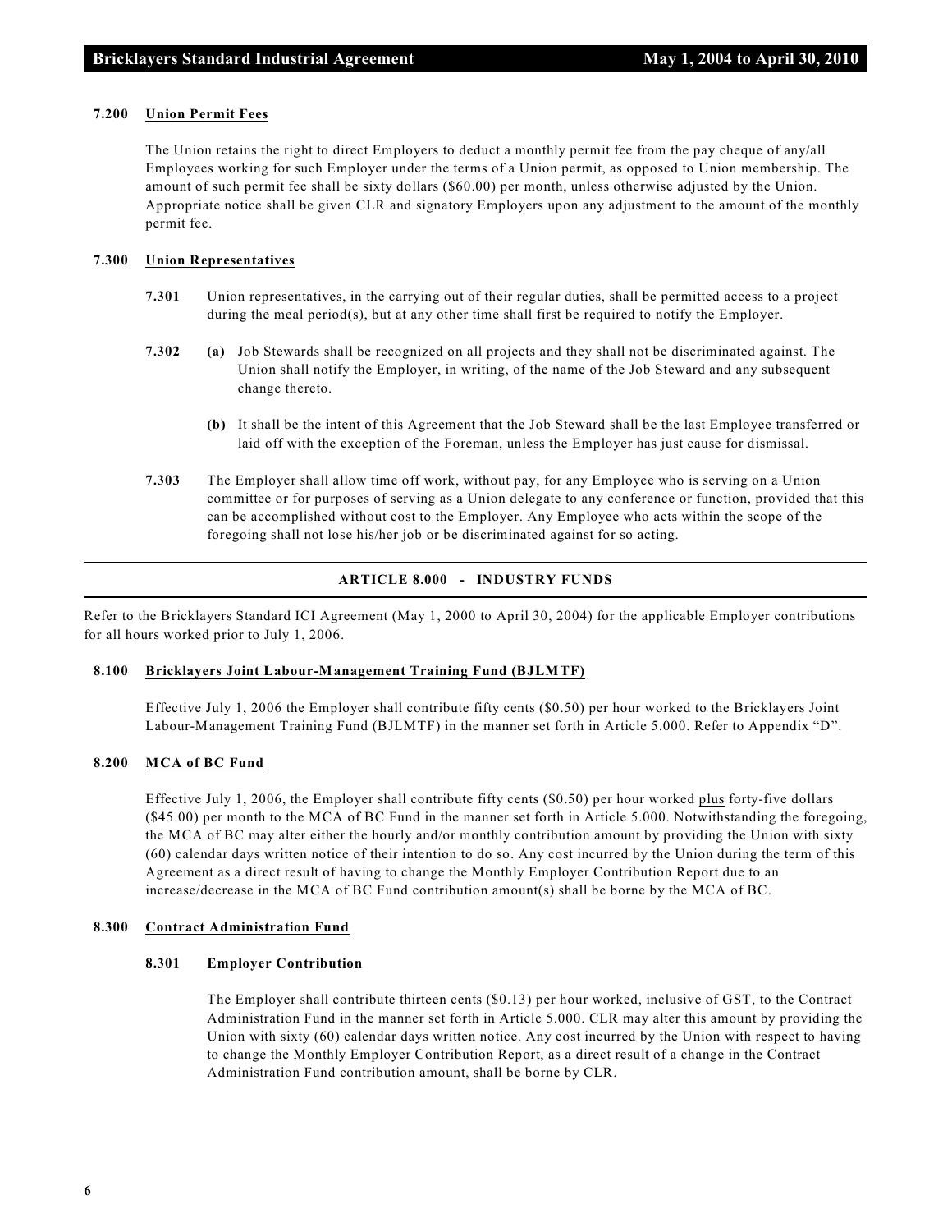**7.200 Union Permit Fees**

The Union retains the right to direct Employers to deduct a monthly permit fee from the pay cheque of any/all Employees working for such Employer under the terms of a Union permit, as opposed to Union membership. The amount of such permit fee shall be sixty dollars ($60.00) per month, unless otherwise adjusted by the Union. Appropriate notice shall be given CLR and signatory Employers upon any adjustment to the amount of the monthly permit fee.

**7.300 Union Representatives**

**7.301** Union representatives, in the carrying out of their regular duties, shall be permitted access to a project during the meal period(s), but at any other time shall first be required to notify the Employer.

**7.302** **(a)** Job Stewards shall be recognized on all projects and they shall not be discriminated against. The Union shall notify the Employer, in writing, of the name of the Job Steward and any subsequent change thereto.

**(b)** It shall be the intent of this Agreement that the Job Steward shall be the last Employee transferred or laid off with the exception of the Foreman, unless the Employer has just cause for dismissal.

**7.303** The Employer shall allow time off work, without pay, for any Employee who is serving on a Union committee or for purposes of serving as a Union delegate to any conference or function, provided that this can be accomplished without cost to the Employer. Any Employee who acts within the scope of the foregoing shall not lose his/her job or be discriminated against for so acting.

## ARTICLE 8.000 - INDUSTRY FUNDS

Refer to the Bricklayers Standard ICI Agreement (May 1, 2000 to April 30, 2004) for the applicable Employer contributions for all hours worked prior to July 1, 2006.

**8.100 Bricklayers Joint Labour-Management Training Fund (BJLMTF)**

Effective July 1, 2006 the Employer shall contribute fifty cents ($0.50) per hour worked to the Bricklayers Joint Labour-Management Training Fund (BJLMTF) in the manner set forth in Article 5.000. Refer to Appendix "D".

**8.200 MCA of BC Fund**

Effective July 1, 2006, the Employer shall contribute fifty cents ($0.50) per hour worked plus forty-five dollars ($45.00) per month to the MCA of BC Fund in the manner set forth in Article 5.000. Notwithstanding the foregoing, the MCA of BC may alter either the hourly and/or monthly contribution amount by providing the Union with sixty (60) calendar days written notice of their intention to do so. Any cost incurred by the Union during the term of this Agreement as a direct result of having to change the Monthly Employer Contribution Report due to an increase/decrease in the MCA of BC Fund contribution amount(s) shall be borne by the MCA of BC.

**8.300 Contract Administration Fund**

**8.301 Employer Contribution**

The Employer shall contribute thirteen cents ($0.13) per hour worked, inclusive of GST, to the Contract Administration Fund in the manner set forth in Article 5.000. CLR may alter this amount by providing the Union with sixty (60) calendar days written notice. Any cost incurred by the Union with respect to having to change the Monthly Employer Contribution Report, as a direct result of a change in the Contract Administration Fund contribution amount, shall be borne by CLR.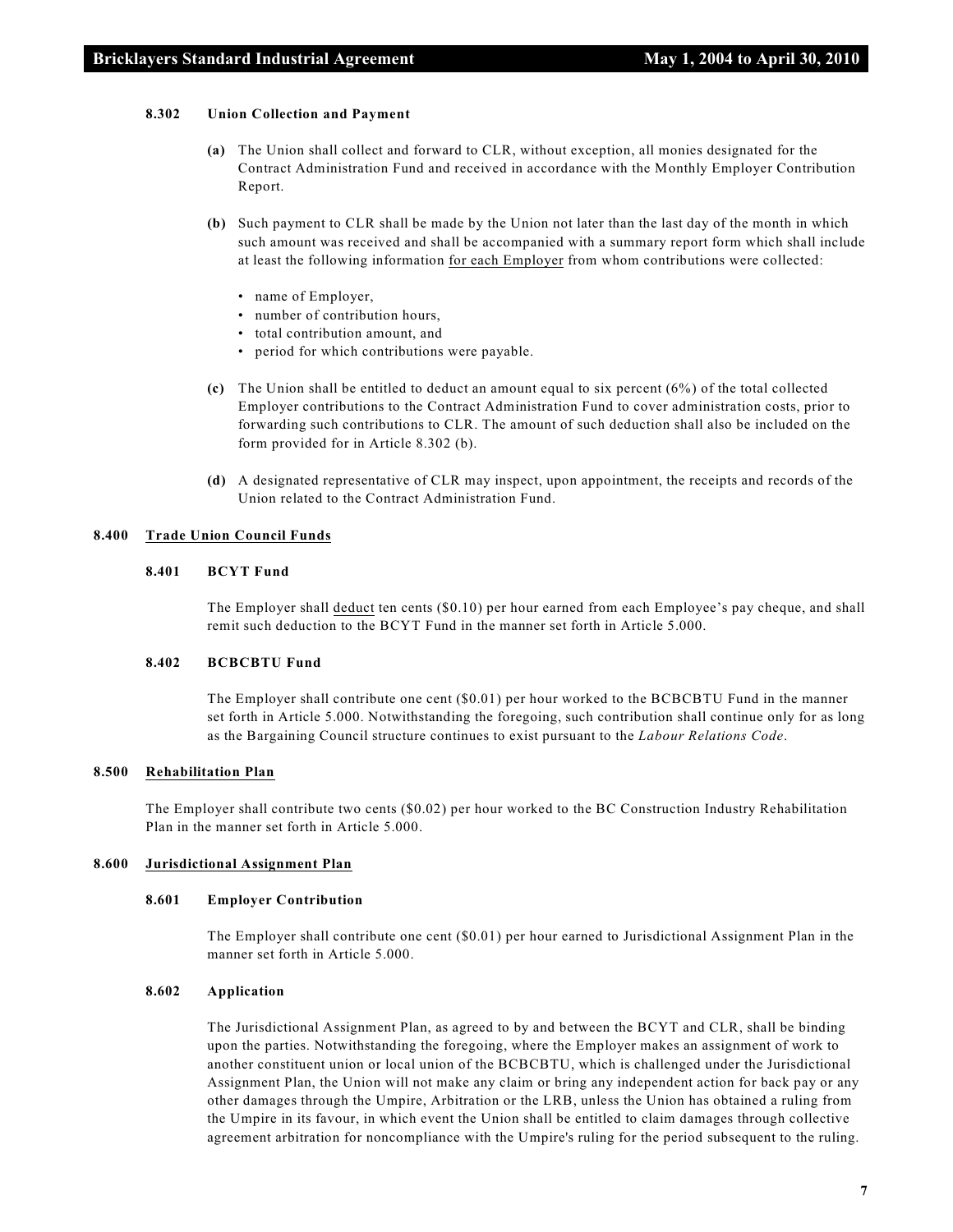#### 8.302 Union Collection and Payment

**(a)** The Union shall collect and forward to CLR, without exception, all monies designated for the Contract Administration Fund and received in accordance with the Monthly Employer Contribution Report.

**(b)** Such payment to CLR shall be made by the Union not later than the last day of the month in which such amount was received and shall be accompanied with a summary report form which shall include at least the following information <u>for each Employer</u> from whom contributions were collected:

- name of Employer,
- number of contribution hours,
- total contribution amount, and
- period for which contributions were payable.

**(c)** The Union shall be entitled to deduct an amount equal to six percent (6%) of the total collected Employer contributions to the Contract Administration Fund to cover administration costs, prior to forwarding such contributions to CLR. The amount of such deduction shall also be included on the form provided for in Article 8.302 (b).

**(d)** A designated representative of CLR may inspect, upon appointment, the receipts and records of the Union related to the Contract Administration Fund.

### 8.400 Trade Union Council Funds

#### 8.401 BCYT Fund

The Employer shall <u>deduct</u> ten cents ($0.10) per hour earned from each Employee's pay cheque, and shall remit such deduction to the BCYT Fund in the manner set forth in Article 5.000.

#### 8.402 BCBCBTU Fund

The Employer shall contribute one cent ($0.01) per hour worked to the BCBCBTU Fund in the manner set forth in Article 5.000. Notwithstanding the foregoing, such contribution shall continue only for as long as the Bargaining Council structure continues to exist pursuant to the *Labour Relations Code*.

### 8.500 Rehabilitation Plan

The Employer shall contribute two cents ($0.02) per hour worked to the BC Construction Industry Rehabilitation Plan in the manner set forth in Article 5.000.

### 8.600 Jurisdictional Assignment Plan

#### 8.601 Employer Contribution

The Employer shall contribute one cent ($0.01) per hour earned to Jurisdictional Assignment Plan in the manner set forth in Article 5.000.

#### 8.602 Application

The Jurisdictional Assignment Plan, as agreed to by and between the BCYT and CLR, shall be binding upon the parties. Notwithstanding the foregoing, where the Employer makes an assignment of work to another constituent union or local union of the BCBCBTU, which is challenged under the Jurisdictional Assignment Plan, the Union will not make any claim or bring any independent action for back pay or any other damages through the Umpire, Arbitration or the LRB, unless the Union has obtained a ruling from the Umpire in its favour, in which event the Union shall be entitled to claim damages through collective agreement arbitration for noncompliance with the Umpire's ruling for the period subsequent to the ruling.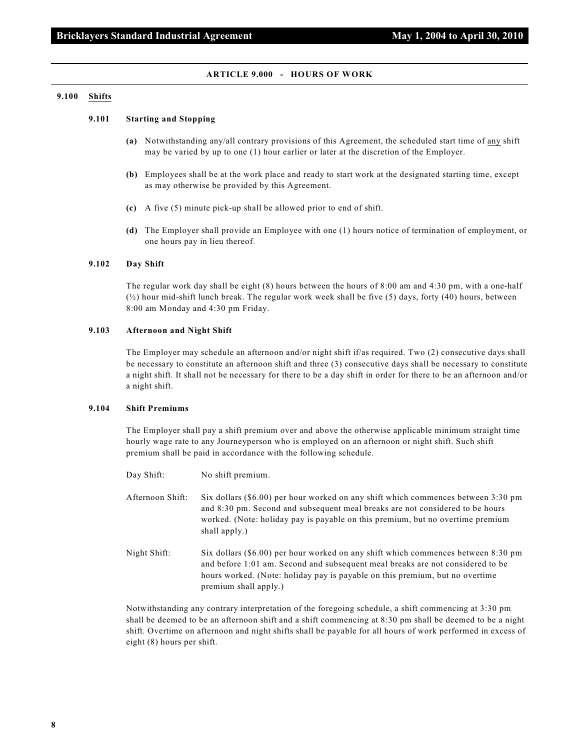## ARTICLE 9.000 - HOURS OF WORK

### 9.100 Shifts

#### 9.101 Starting and Stopping

**(a)** Notwithstanding any/all contrary provisions of this Agreement, the scheduled start time of any shift may be varied by up to one (1) hour earlier or later at the discretion of the Employer.

**(b)** Employees shall be at the work place and ready to start work at the designated starting time, except as may otherwise be provided by this Agreement.

**(c)** A five (5) minute pick-up shall be allowed prior to end of shift.

**(d)** The Employer shall provide an Employee with one (1) hours notice of termination of employment, or one hours pay in lieu thereof.

#### 9.102 Day Shift

The regular work day shall be eight (8) hours between the hours of 8:00 am and 4:30 pm, with a one-half (½) hour mid-shift lunch break. The regular work week shall be five (5) days, forty (40) hours, between 8:00 am Monday and 4:30 pm Friday.

#### 9.103 Afternoon and Night Shift

The Employer may schedule an afternoon and/or night shift if/as required. Two (2) consecutive days shall be necessary to constitute an afternoon shift and three (3) consecutive days shall be necessary to constitute a night shift. It shall not be necessary for there to be a day shift in order for there to be an afternoon and/or a night shift.

#### 9.104 Shift Premiums

The Employer shall pay a shift premium over and above the otherwise applicable minimum straight time hourly wage rate to any Journeyperson who is employed on an afternoon or night shift. Such shift premium shall be paid in accordance with the following schedule.

Day Shift: No shift premium.

Afternoon Shift: Six dollars ($6.00) per hour worked on any shift which commences between 3:30 pm and 8:30 pm. Second and subsequent meal breaks are not considered to be hours worked. (Note: holiday pay is payable on this premium, but no overtime premium shall apply.)

Night Shift: Six dollars ($6.00) per hour worked on any shift which commences between 8:30 pm and before 1:01 am. Second and subsequent meal breaks are not considered to be hours worked. (Note: holiday pay is payable on this premium, but no overtime premium shall apply.)

Notwithstanding any contrary interpretation of the foregoing schedule, a shift commencing at 3:30 pm shall be deemed to be an afternoon shift and a shift commencing at 8:30 pm shall be deemed to be a night shift. Overtime on afternoon and night shifts shall be payable for all hours of work performed in excess of eight (8) hours per shift.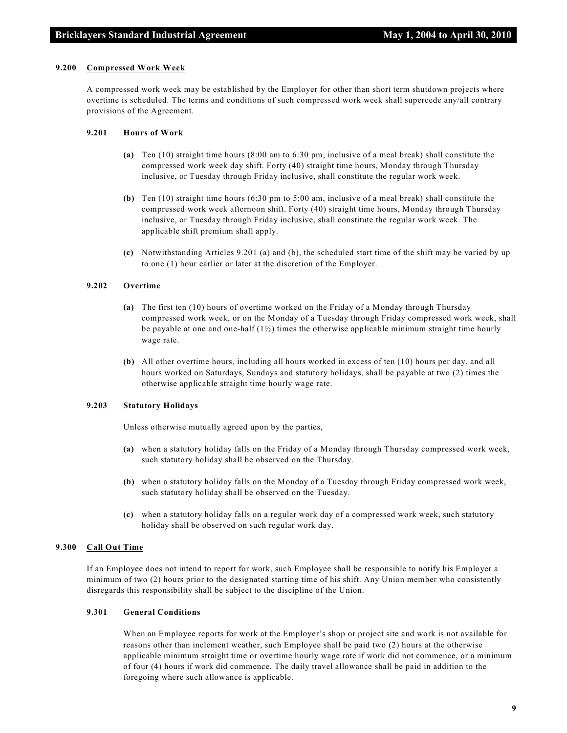#### 9.200 Compressed Work Week

A compressed work week may be established by the Employer for other than short term shutdown projects where overtime is scheduled. The terms and conditions of such compressed work week shall supercede any/all contrary provisions of the Agreement.

**9.201 Hours of Work**

**(a)** Ten (10) straight time hours (8:00 am to 6:30 pm, inclusive of a meal break) shall constitute the compressed work week day shift. Forty (40) straight time hours, Monday through Thursday inclusive, or Tuesday through Friday inclusive, shall constitute the regular work week.

**(b)** Ten (10) straight time hours (6:30 pm to 5:00 am, inclusive of a meal break) shall constitute the compressed work week afternoon shift. Forty (40) straight time hours, Monday through Thursday inclusive, or Tuesday through Friday inclusive, shall constitute the regular work week. The applicable shift premium shall apply.

**(c)** Notwithstanding Articles 9.201 (a) and (b), the scheduled start time of the shift may be varied by up to one (1) hour earlier or later at the discretion of the Employer.

**9.202 Overtime**

**(a)** The first ten (10) hours of overtime worked on the Friday of a Monday through Thursday compressed work week, or on the Monday of a Tuesday through Friday compressed work week, shall be payable at one and one-half (1½) times the otherwise applicable minimum straight time hourly wage rate.

**(b)** All other overtime hours, including all hours worked in excess of ten (10) hours per day, and all hours worked on Saturdays, Sundays and statutory holidays, shall be payable at two (2) times the otherwise applicable straight time hourly wage rate.

**9.203 Statutory Holidays**

Unless otherwise mutually agreed upon by the parties,

**(a)** when a statutory holiday falls on the Friday of a Monday through Thursday compressed work week, such statutory holiday shall be observed on the Thursday.

**(b)** when a statutory holiday falls on the Monday of a Tuesday through Friday compressed work week, such statutory holiday shall be observed on the Tuesday.

**(c)** when a statutory holiday falls on a regular work day of a compressed work week, such statutory holiday shall be observed on such regular work day.

#### 9.300 Call Out Time

If an Employee does not intend to report for work, such Employee shall be responsible to notify his Employer a minimum of two (2) hours prior to the designated starting time of his shift. Any Union member who consistently disregards this responsibility shall be subject to the discipline of the Union.

**9.301 General Conditions**

When an Employee reports for work at the Employer's shop or project site and work is not available for reasons other than inclement weather, such Employee shall be paid two (2) hours at the otherwise applicable minimum straight time or overtime hourly wage rate if work did not commence, or a minimum of four (4) hours if work did commence. The daily travel allowance shall be paid in addition to the foregoing where such allowance is applicable.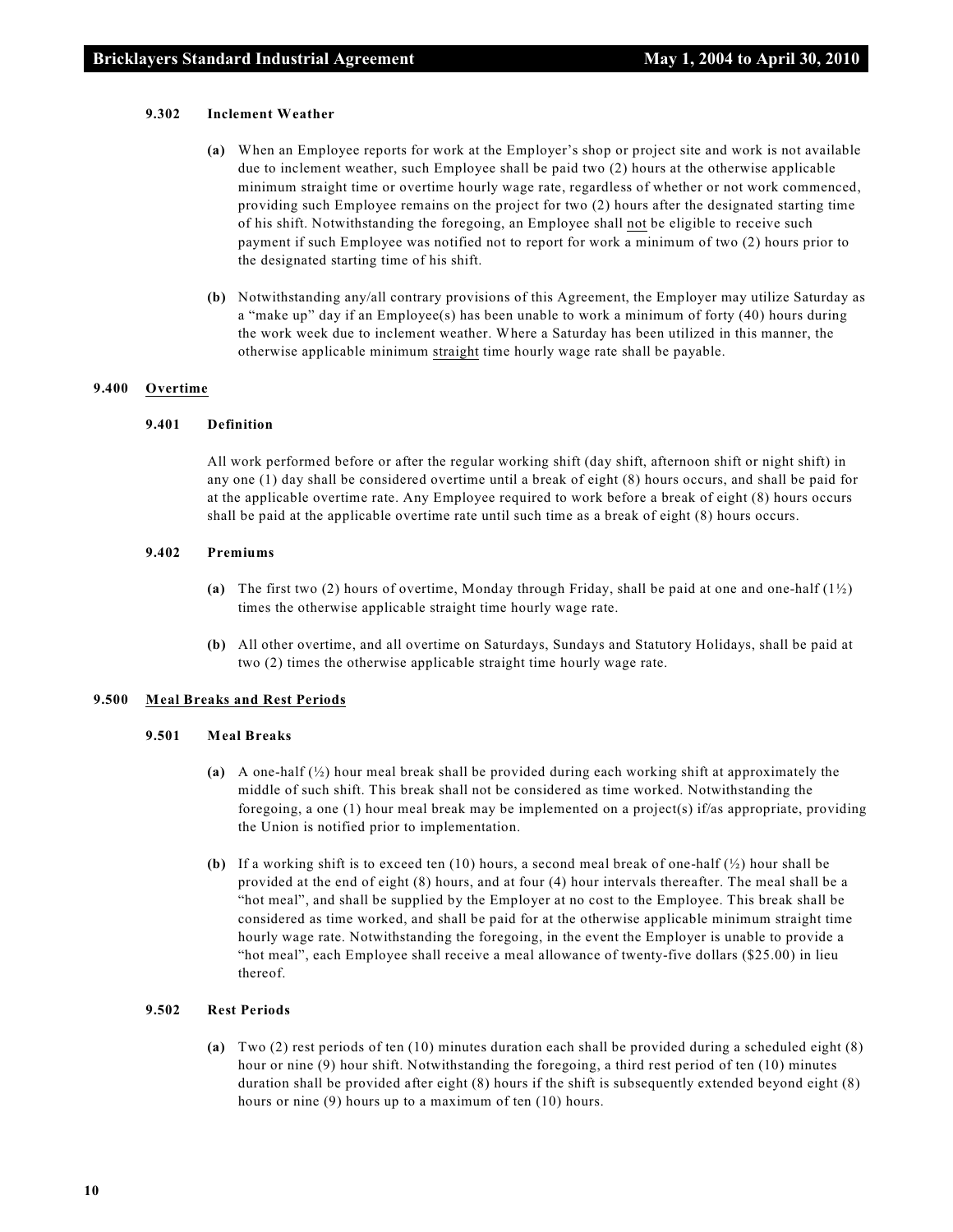#### 9.302 Inclement Weather

**(a)** When an Employee reports for work at the Employer's shop or project site and work is not available due to inclement weather, such Employee shall be paid two (2) hours at the otherwise applicable minimum straight time or overtime hourly wage rate, regardless of whether or not work commenced, providing such Employee remains on the project for two (2) hours after the designated starting time of his shift. Notwithstanding the foregoing, an Employee shall <u>not</u> be eligible to receive such payment if such Employee was notified not to report for work a minimum of two (2) hours prior to the designated starting time of his shift.

**(b)** Notwithstanding any/all contrary provisions of this Agreement, the Employer may utilize Saturday as a "make up" day if an Employee(s) has been unable to work a minimum of forty (40) hours during the work week due to inclement weather. Where a Saturday has been utilized in this manner, the otherwise applicable minimum <u>straight</u> time hourly wage rate shall be payable.

### 9.400 <u>Overtime</u>

#### 9.401 Definition

All work performed before or after the regular working shift (day shift, afternoon shift or night shift) in any one (1) day shall be considered overtime until a break of eight (8) hours occurs, and shall be paid for at the applicable overtime rate. Any Employee required to work before a break of eight (8) hours occurs shall be paid at the applicable overtime rate until such time as a break of eight (8) hours occurs.

#### 9.402 Premiums

**(a)** The first two (2) hours of overtime, Monday through Friday, shall be paid at one and one-half (1½) times the otherwise applicable straight time hourly wage rate.

**(b)** All other overtime, and all overtime on Saturdays, Sundays and Statutory Holidays, shall be paid at two (2) times the otherwise applicable straight time hourly wage rate.

### 9.500 <u>Meal Breaks and Rest Periods</u>

#### 9.501 Meal Breaks

**(a)** A one-half (½) hour meal break shall be provided during each working shift at approximately the middle of such shift. This break shall not be considered as time worked. Notwithstanding the foregoing, a one (1) hour meal break may be implemented on a project(s) if/as appropriate, providing the Union is notified prior to implementation.

**(b)** If a working shift is to exceed ten (10) hours, a second meal break of one-half (½) hour shall be provided at the end of eight (8) hours, and at four (4) hour intervals thereafter. The meal shall be a "hot meal", and shall be supplied by the Employer at no cost to the Employee. This break shall be considered as time worked, and shall be paid for at the otherwise applicable minimum straight time hourly wage rate. Notwithstanding the foregoing, in the event the Employer is unable to provide a "hot meal", each Employee shall receive a meal allowance of twenty-five dollars ($25.00) in lieu thereof.

#### 9.502 Rest Periods

**(a)** Two (2) rest periods of ten (10) minutes duration each shall be provided during a scheduled eight (8) hour or nine (9) hour shift. Notwithstanding the foregoing, a third rest period of ten (10) minutes duration shall be provided after eight (8) hours if the shift is subsequently extended beyond eight (8) hours or nine (9) hours up to a maximum of ten (10) hours.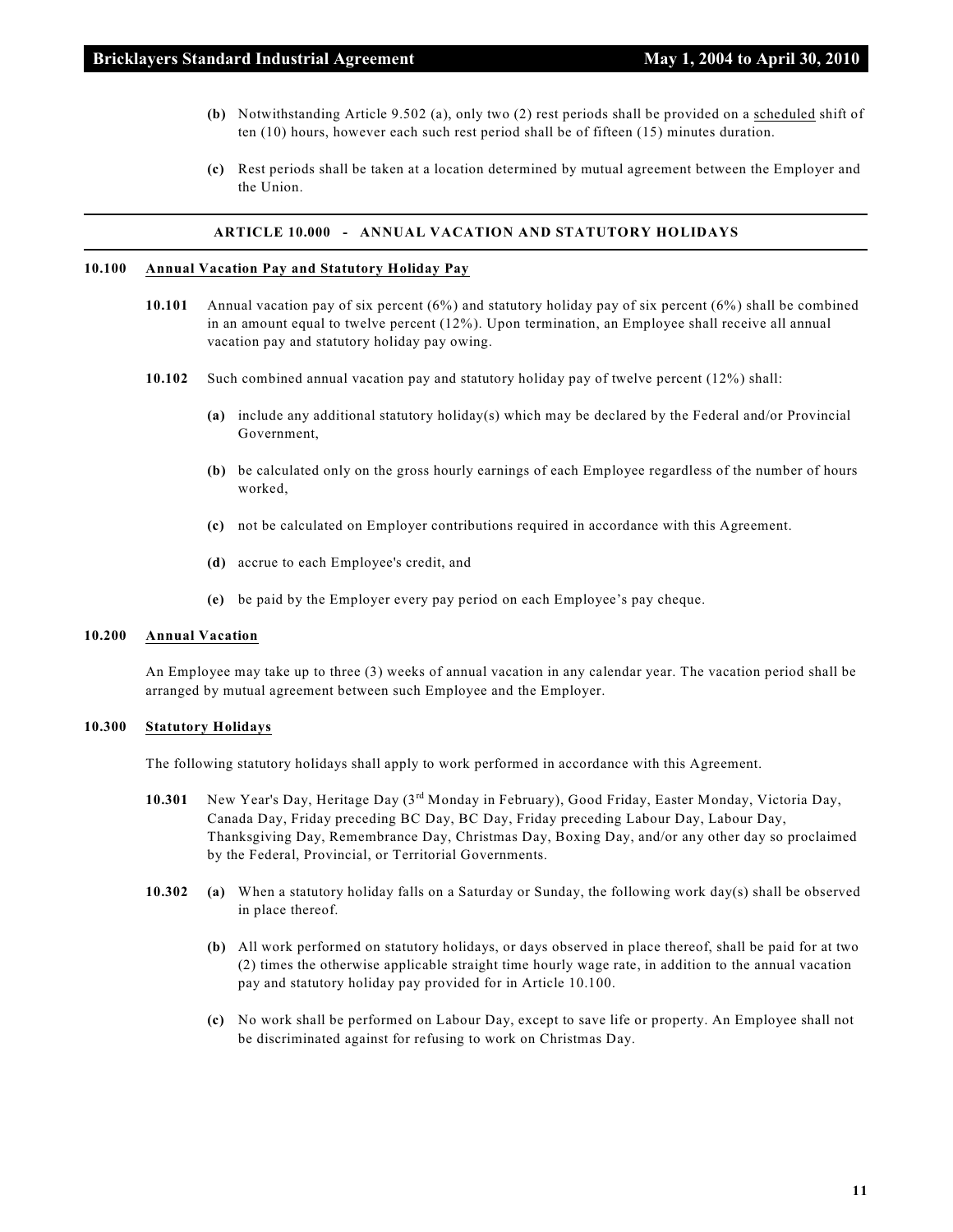**(b)** Notwithstanding Article 9.502 (a), only two (2) rest periods shall be provided on a scheduled shift of ten (10) hours, however each such rest period shall be of fifteen (15) minutes duration.

**(c)** Rest periods shall be taken at a location determined by mutual agreement between the Employer and the Union.

## ARTICLE 10.000 - ANNUAL VACATION AND STATUTORY HOLIDAYS

### 10.100 Annual Vacation Pay and Statutory Holiday Pay

**10.101** Annual vacation pay of six percent (6%) and statutory holiday pay of six percent (6%) shall be combined in an amount equal to twelve percent (12%). Upon termination, an Employee shall receive all annual vacation pay and statutory holiday pay owing.

**10.102** Such combined annual vacation pay and statutory holiday pay of twelve percent (12%) shall:

**(a)** include any additional statutory holiday(s) which may be declared by the Federal and/or Provincial Government,

**(b)** be calculated only on the gross hourly earnings of each Employee regardless of the number of hours worked,

**(c)** not be calculated on Employer contributions required in accordance with this Agreement.

**(d)** accrue to each Employee's credit, and

**(e)** be paid by the Employer every pay period on each Employee's pay cheque.

### 10.200 Annual Vacation

An Employee may take up to three (3) weeks of annual vacation in any calendar year. The vacation period shall be arranged by mutual agreement between such Employee and the Employer.

### 10.300 Statutory Holidays

The following statutory holidays shall apply to work performed in accordance with this Agreement.

**10.301** New Year's Day, Heritage Day (3rd Monday in February), Good Friday, Easter Monday, Victoria Day, Canada Day, Friday preceding BC Day, BC Day, Friday preceding Labour Day, Labour Day, Thanksgiving Day, Remembrance Day, Christmas Day, Boxing Day, and/or any other day so proclaimed by the Federal, Provincial, or Territorial Governments.

**10.302** **(a)** When a statutory holiday falls on a Saturday or Sunday, the following work day(s) shall be observed in place thereof.

**(b)** All work performed on statutory holidays, or days observed in place thereof, shall be paid for at two (2) times the otherwise applicable straight time hourly wage rate, in addition to the annual vacation pay and statutory holiday pay provided for in Article 10.100.

**(c)** No work shall be performed on Labour Day, except to save life or property. An Employee shall not be discriminated against for refusing to work on Christmas Day.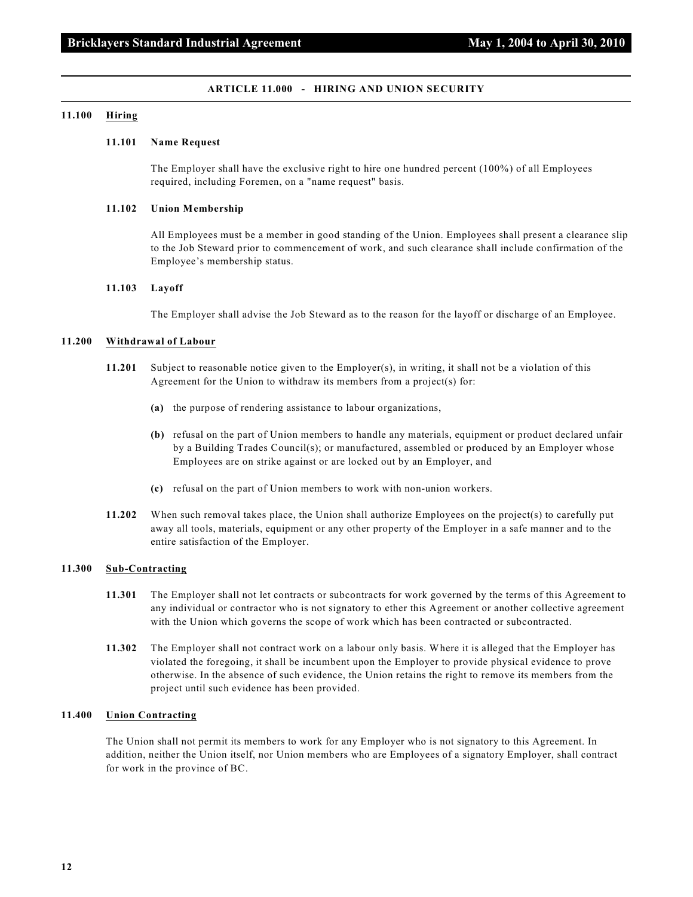## ARTICLE 11.000 - HIRING AND UNION SECURITY

### 11.100 Hiring

#### 11.101 Name Request

The Employer shall have the exclusive right to hire one hundred percent (100%) of all Employees required, including Foremen, on a "name request" basis.

#### 11.102 Union Membership

All Employees must be a member in good standing of the Union. Employees shall present a clearance slip to the Job Steward prior to commencement of work, and such clearance shall include confirmation of the Employee's membership status.

#### 11.103 Layoff

The Employer shall advise the Job Steward as to the reason for the layoff or discharge of an Employee.

### 11.200 Withdrawal of Labour

**11.201** Subject to reasonable notice given to the Employer(s), in writing, it shall not be a violation of this Agreement for the Union to withdraw its members from a project(s) for:

**(a)** the purpose of rendering assistance to labour organizations,

**(b)** refusal on the part of Union members to handle any materials, equipment or product declared unfair by a Building Trades Council(s); or manufactured, assembled or produced by an Employer whose Employees are on strike against or are locked out by an Employer, and

**(c)** refusal on the part of Union members to work with non-union workers.

**11.202** When such removal takes place, the Union shall authorize Employees on the project(s) to carefully put away all tools, materials, equipment or any other property of the Employer in a safe manner and to the entire satisfaction of the Employer.

### 11.300 Sub-Contracting

**11.301** The Employer shall not let contracts or subcontracts for work governed by the terms of this Agreement to any individual or contractor who is not signatory to ether this Agreement or another collective agreement with the Union which governs the scope of work which has been contracted or subcontracted.

**11.302** The Employer shall not contract work on a labour only basis. Where it is alleged that the Employer has violated the foregoing, it shall be incumbent upon the Employer to provide physical evidence to prove otherwise. In the absence of such evidence, the Union retains the right to remove its members from the project until such evidence has been provided.

### 11.400 Union Contracting

The Union shall not permit its members to work for any Employer who is not signatory to this Agreement. In addition, neither the Union itself, nor Union members who are Employees of a signatory Employer, shall contract for work in the province of BC.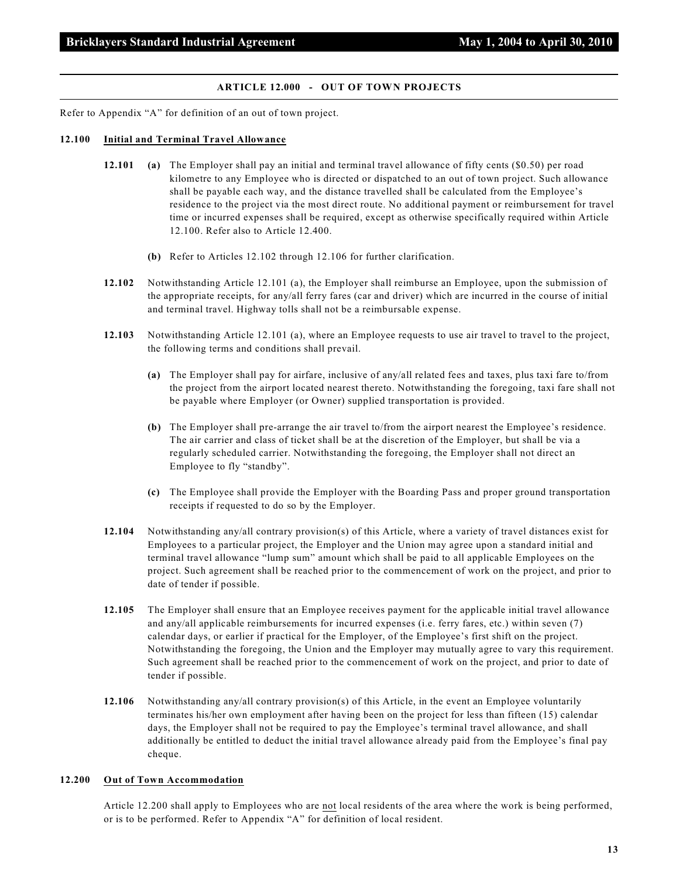## ARTICLE 12.000 - OUT OF TOWN PROJECTS

Refer to Appendix "A" for definition of an out of town project.

### 12.100 Initial and Terminal Travel Allowance

**12.101** **(a)** The Employer shall pay an initial and terminal travel allowance of fifty cents ($0.50) per road kilometre to any Employee who is directed or dispatched to an out of town project. Such allowance shall be payable each way, and the distance travelled shall be calculated from the Employee's residence to the project via the most direct route. No additional payment or reimbursement for travel time or incurred expenses shall be required, except as otherwise specifically required within Article 12.100. Refer also to Article 12.400.

**(b)** Refer to Articles 12.102 through 12.106 for further clarification.

**12.102** Notwithstanding Article 12.101 (a), the Employer shall reimburse an Employee, upon the submission of the appropriate receipts, for any/all ferry fares (car and driver) which are incurred in the course of initial and terminal travel. Highway tolls shall not be a reimbursable expense.

**12.103** Notwithstanding Article 12.101 (a), where an Employee requests to use air travel to travel to the project, the following terms and conditions shall prevail.

**(a)** The Employer shall pay for airfare, inclusive of any/all related fees and taxes, plus taxi fare to/from the project from the airport located nearest thereto. Notwithstanding the foregoing, taxi fare shall not be payable where Employer (or Owner) supplied transportation is provided.

**(b)** The Employer shall pre-arrange the air travel to/from the airport nearest the Employee's residence. The air carrier and class of ticket shall be at the discretion of the Employer, but shall be via a regularly scheduled carrier. Notwithstanding the foregoing, the Employer shall not direct an Employee to fly "standby".

**(c)** The Employee shall provide the Employer with the Boarding Pass and proper ground transportation receipts if requested to do so by the Employer.

**12.104** Notwithstanding any/all contrary provision(s) of this Article, where a variety of travel distances exist for Employees to a particular project, the Employer and the Union may agree upon a standard initial and terminal travel allowance "lump sum" amount which shall be paid to all applicable Employees on the project. Such agreement shall be reached prior to the commencement of work on the project, and prior to date of tender if possible.

**12.105** The Employer shall ensure that an Employee receives payment for the applicable initial travel allowance and any/all applicable reimbursements for incurred expenses (i.e. ferry fares, etc.) within seven (7) calendar days, or earlier if practical for the Employer, of the Employee's first shift on the project. Notwithstanding the foregoing, the Union and the Employer may mutually agree to vary this requirement. Such agreement shall be reached prior to the commencement of work on the project, and prior to date of tender if possible.

**12.106** Notwithstanding any/all contrary provision(s) of this Article, in the event an Employee voluntarily terminates his/her own employment after having been on the project for less than fifteen (15) calendar days, the Employer shall not be required to pay the Employee's terminal travel allowance, and shall additionally be entitled to deduct the initial travel allowance already paid from the Employee's final pay cheque.

### 12.200 Out of Town Accommodation

Article 12.200 shall apply to Employees who are not local residents of the area where the work is being performed, or is to be performed. Refer to Appendix "A" for definition of local resident.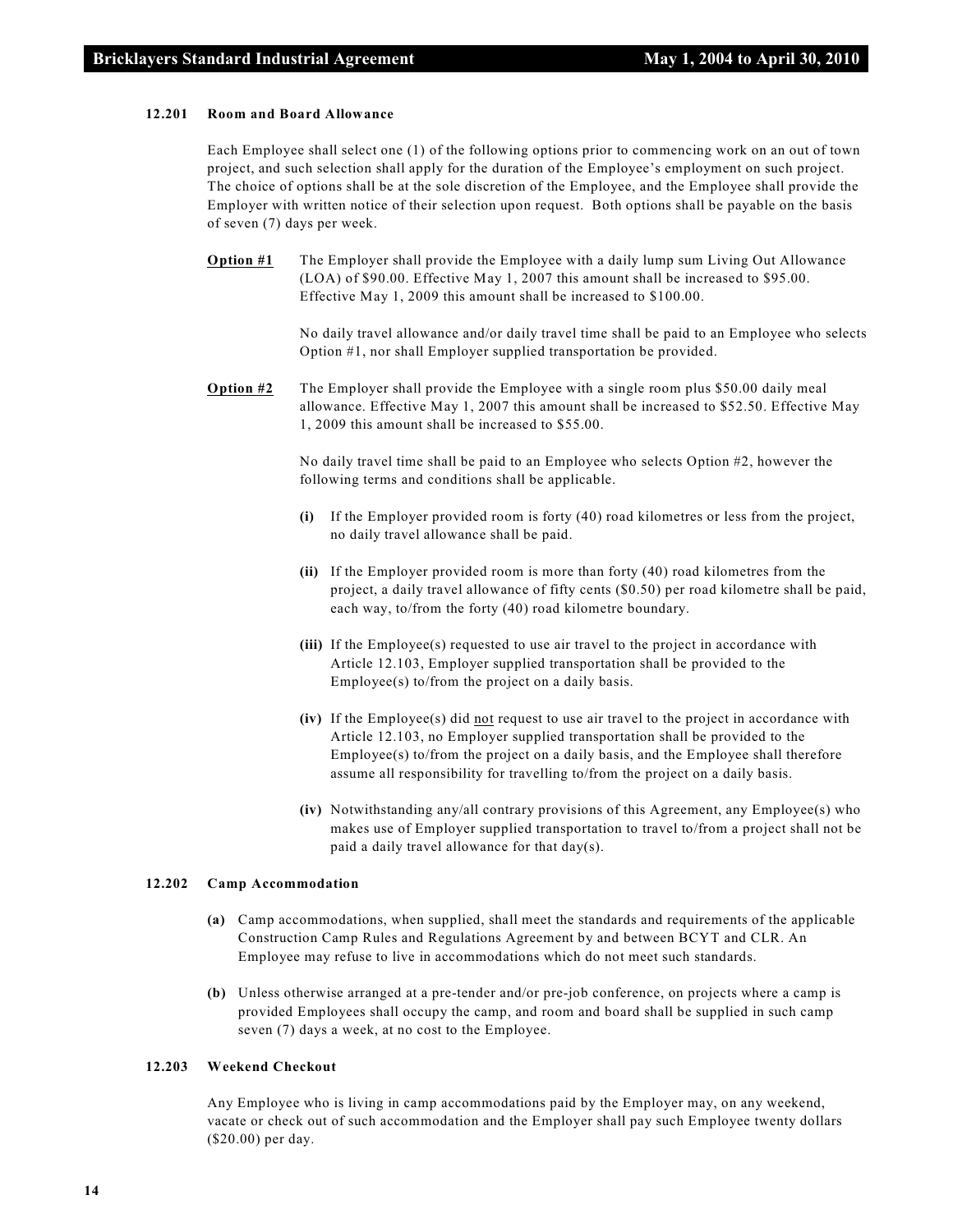#### 12.201 Room and Board Allowance

Each Employee shall select one (1) of the following options prior to commencing work on an out of town project, and such selection shall apply for the duration of the Employee's employment on such project. The choice of options shall be at the sole discretion of the Employee, and the Employee shall provide the Employer with written notice of their selection upon request. Both options shall be payable on the basis of seven (7) days per week.

**Option #1** The Employer shall provide the Employee with a daily lump sum Living Out Allowance (LOA) of $90.00. Effective May 1, 2007 this amount shall be increased to $95.00. Effective May 1, 2009 this amount shall be increased to $100.00.

No daily travel allowance and/or daily travel time shall be paid to an Employee who selects Option #1, nor shall Employer supplied transportation be provided.

**Option #2** The Employer shall provide the Employee with a single room plus $50.00 daily meal allowance. Effective May 1, 2007 this amount shall be increased to $52.50. Effective May 1, 2009 this amount shall be increased to $55.00.

No daily travel time shall be paid to an Employee who selects Option #2, however the following terms and conditions shall be applicable.

**(i)** If the Employer provided room is forty (40) road kilometres or less from the project, no daily travel allowance shall be paid.

**(ii)** If the Employer provided room is more than forty (40) road kilometres from the project, a daily travel allowance of fifty cents ($0.50) per road kilometre shall be paid, each way, to/from the forty (40) road kilometre boundary.

**(iii)** If the Employee(s) requested to use air travel to the project in accordance with Article 12.103, Employer supplied transportation shall be provided to the Employee(s) to/from the project on a daily basis.

**(iv)** If the Employee(s) did not request to use air travel to the project in accordance with Article 12.103, no Employer supplied transportation shall be provided to the Employee(s) to/from the project on a daily basis, and the Employee shall therefore assume all responsibility for travelling to/from the project on a daily basis.

**(iv)** Notwithstanding any/all contrary provisions of this Agreement, any Employee(s) who makes use of Employer supplied transportation to travel to/from a project shall not be paid a daily travel allowance for that day(s).

#### 12.202 Camp Accommodation

**(a)** Camp accommodations, when supplied, shall meet the standards and requirements of the applicable Construction Camp Rules and Regulations Agreement by and between BCYT and CLR. An Employee may refuse to live in accommodations which do not meet such standards.

**(b)** Unless otherwise arranged at a pre-tender and/or pre-job conference, on projects where a camp is provided Employees shall occupy the camp, and room and board shall be supplied in such camp seven (7) days a week, at no cost to the Employee.

#### 12.203 Weekend Checkout

Any Employee who is living in camp accommodations paid by the Employer may, on any weekend, vacate or check out of such accommodation and the Employer shall pay such Employee twenty dollars ($20.00) per day.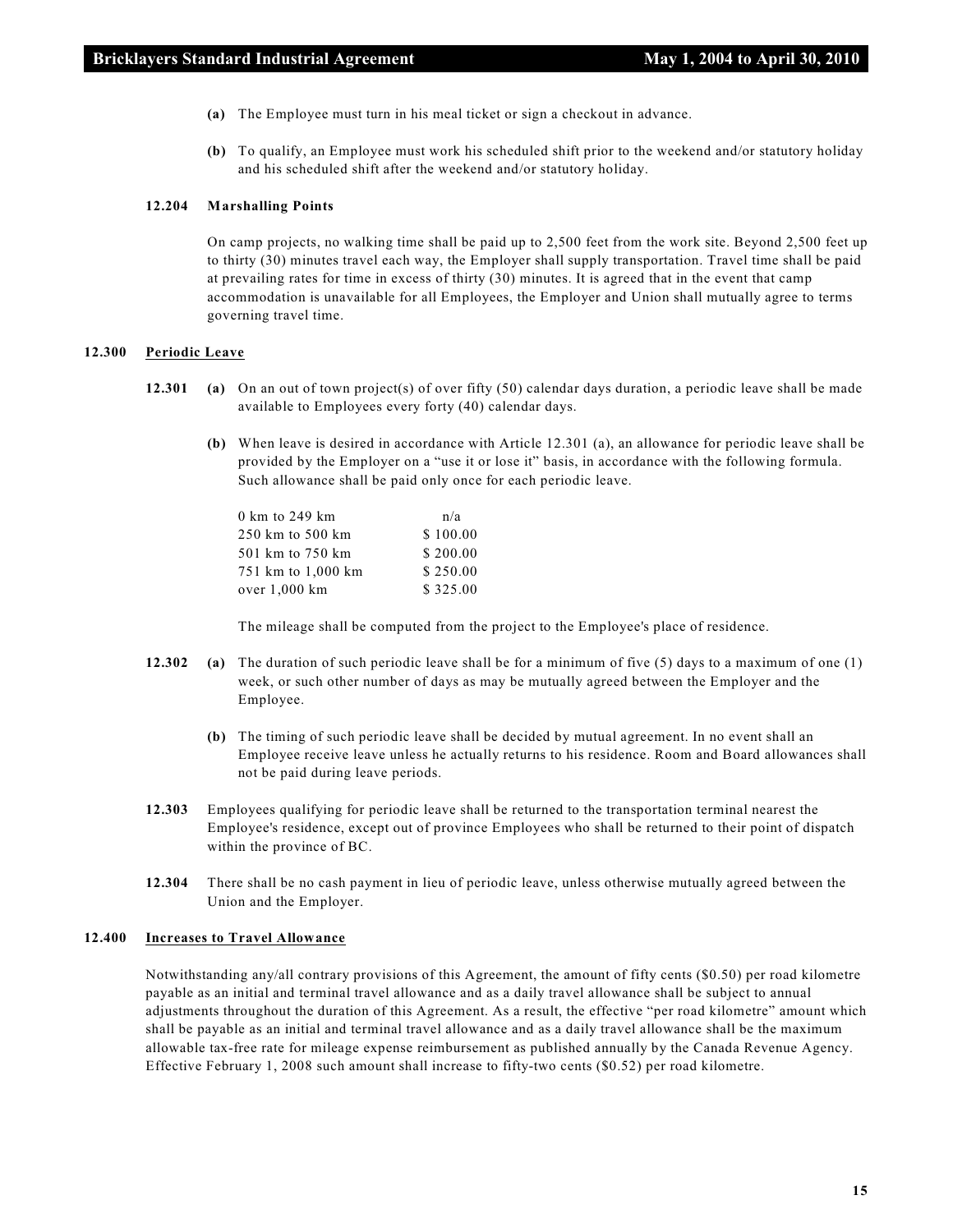**(a)** The Employee must turn in his meal ticket or sign a checkout in advance.

**(b)** To qualify, an Employee must work his scheduled shift prior to the weekend and/or statutory holiday and his scheduled shift after the weekend and/or statutory holiday.

**12.204 Marshalling Points**

On camp projects, no walking time shall be paid up to 2,500 feet from the work site. Beyond 2,500 feet up to thirty (30) minutes travel each way, the Employer shall supply transportation. Travel time shall be paid at prevailing rates for time in excess of thirty (30) minutes. It is agreed that in the event that camp accommodation is unavailable for all Employees, the Employer and Union shall mutually agree to terms governing travel time.

**12.300 Periodic Leave**

**12.301** **(a)** On an out of town project(s) of over fifty (50) calendar days duration, a periodic leave shall be made available to Employees every forty (40) calendar days.

**(b)** When leave is desired in accordance with Article 12.301 (a), an allowance for periodic leave shall be provided by the Employer on a "use it or lose it" basis, in accordance with the following formula. Such allowance shall be paid only once for each periodic leave.

| | |
|---|---|
| 0 km to 249 km | n/a |
| 250 km to 500 km | $ 100.00 |
| 501 km to 750 km | $ 200.00 |
| 751 km to 1,000 km | $ 250.00 |
| over 1,000 km | $ 325.00 |

The mileage shall be computed from the project to the Employee's place of residence.

**12.302** **(a)** The duration of such periodic leave shall be for a minimum of five (5) days to a maximum of one (1) week, or such other number of days as may be mutually agreed between the Employer and the Employee.

**(b)** The timing of such periodic leave shall be decided by mutual agreement. In no event shall an Employee receive leave unless he actually returns to his residence. Room and Board allowances shall not be paid during leave periods.

**12.303** Employees qualifying for periodic leave shall be returned to the transportation terminal nearest the Employee's residence, except out of province Employees who shall be returned to their point of dispatch within the province of BC.

**12.304** There shall be no cash payment in lieu of periodic leave, unless otherwise mutually agreed between the Union and the Employer.

**12.400 Increases to Travel Allowance**

Notwithstanding any/all contrary provisions of this Agreement, the amount of fifty cents ($0.50) per road kilometre payable as an initial and terminal travel allowance and as a daily travel allowance shall be subject to annual adjustments throughout the duration of this Agreement. As a result, the effective "per road kilometre" amount which shall be payable as an initial and terminal travel allowance and as a daily travel allowance shall be the maximum allowable tax-free rate for mileage expense reimbursement as published annually by the Canada Revenue Agency. Effective February 1, 2008 such amount shall increase to fifty-two cents ($0.52) per road kilometre.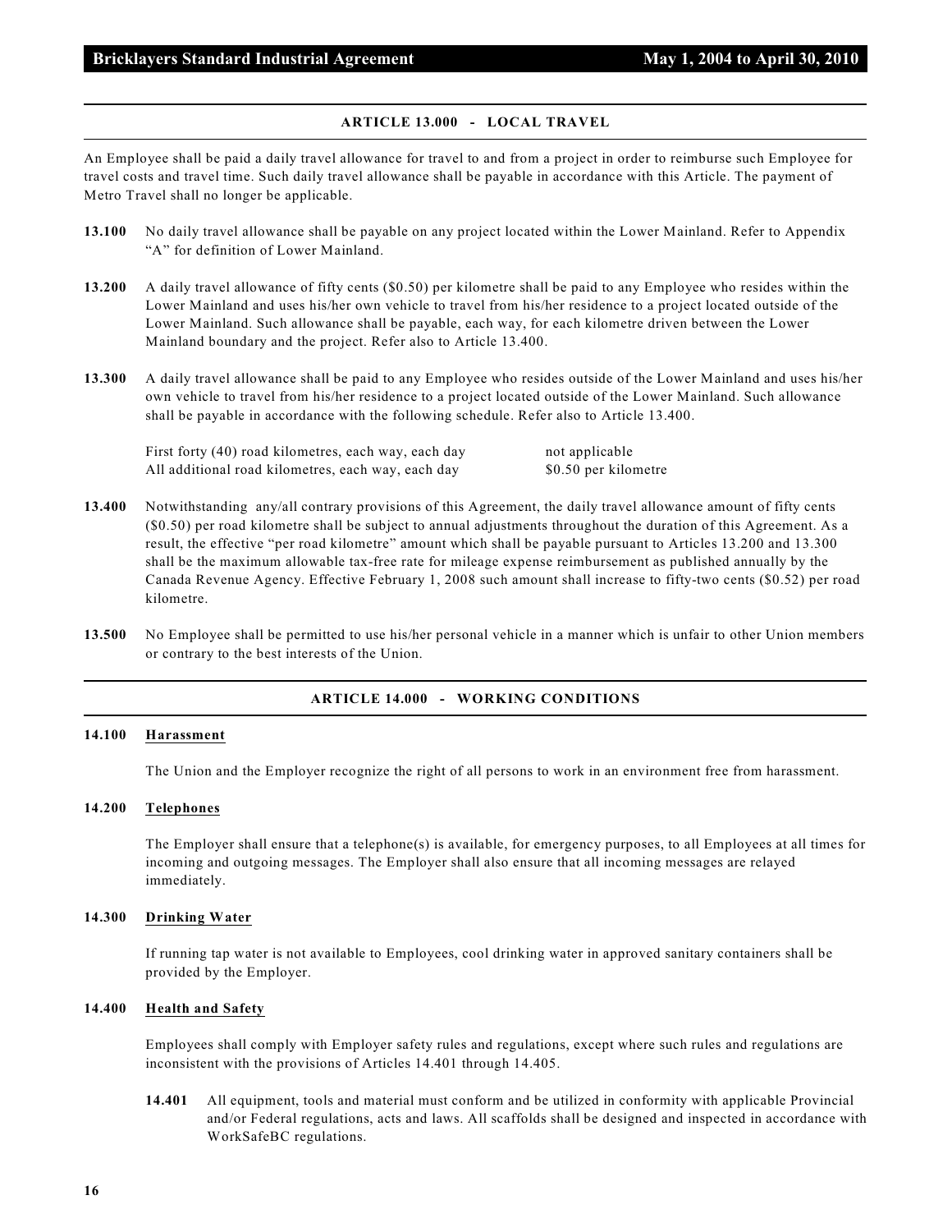## ARTICLE 13.000 - LOCAL TRAVEL

An Employee shall be paid a daily travel allowance for travel to and from a project in order to reimburse such Employee for travel costs and travel time. Such daily travel allowance shall be payable in accordance with this Article. The payment of Metro Travel shall no longer be applicable.

**13.100** No daily travel allowance shall be payable on any project located within the Lower Mainland. Refer to Appendix "A" for definition of Lower Mainland.

**13.200** A daily travel allowance of fifty cents ($0.50) per kilometre shall be paid to any Employee who resides within the Lower Mainland and uses his/her own vehicle to travel from his/her residence to a project located outside of the Lower Mainland. Such allowance shall be payable, each way, for each kilometre driven between the Lower Mainland boundary and the project. Refer also to Article 13.400.

**13.300** A daily travel allowance shall be paid to any Employee who resides outside of the Lower Mainland and uses his/her own vehicle to travel from his/her residence to a project located outside of the Lower Mainland. Such allowance shall be payable in accordance with the following schedule. Refer also to Article 13.400.

| | |
|---|---|
| First forty (40) road kilometres, each way, each day | not applicable |
| All additional road kilometres, each way, each day | $0.50 per kilometre |

**13.400** Notwithstanding any/all contrary provisions of this Agreement, the daily travel allowance amount of fifty cents ($0.50) per road kilometre shall be subject to annual adjustments throughout the duration of this Agreement. As a result, the effective "per road kilometre" amount which shall be payable pursuant to Articles 13.200 and 13.300 shall be the maximum allowable tax-free rate for mileage expense reimbursement as published annually by the Canada Revenue Agency. Effective February 1, 2008 such amount shall increase to fifty-two cents ($0.52) per road kilometre.

**13.500** No Employee shall be permitted to use his/her personal vehicle in a manner which is unfair to other Union members or contrary to the best interests of the Union.

## ARTICLE 14.000 - WORKING CONDITIONS

### 14.100 Harassment

The Union and the Employer recognize the right of all persons to work in an environment free from harassment.

### 14.200 Telephones

The Employer shall ensure that a telephone(s) is available, for emergency purposes, to all Employees at all times for incoming and outgoing messages. The Employer shall also ensure that all incoming messages are relayed immediately.

### 14.300 Drinking Water

If running tap water is not available to Employees, cool drinking water in approved sanitary containers shall be provided by the Employer.

### 14.400 Health and Safety

Employees shall comply with Employer safety rules and regulations, except where such rules and regulations are inconsistent with the provisions of Articles 14.401 through 14.405.

**14.401** All equipment, tools and material must conform and be utilized in conformity with applicable Provincial and/or Federal regulations, acts and laws. All scaffolds shall be designed and inspected in accordance with WorkSafeBC regulations.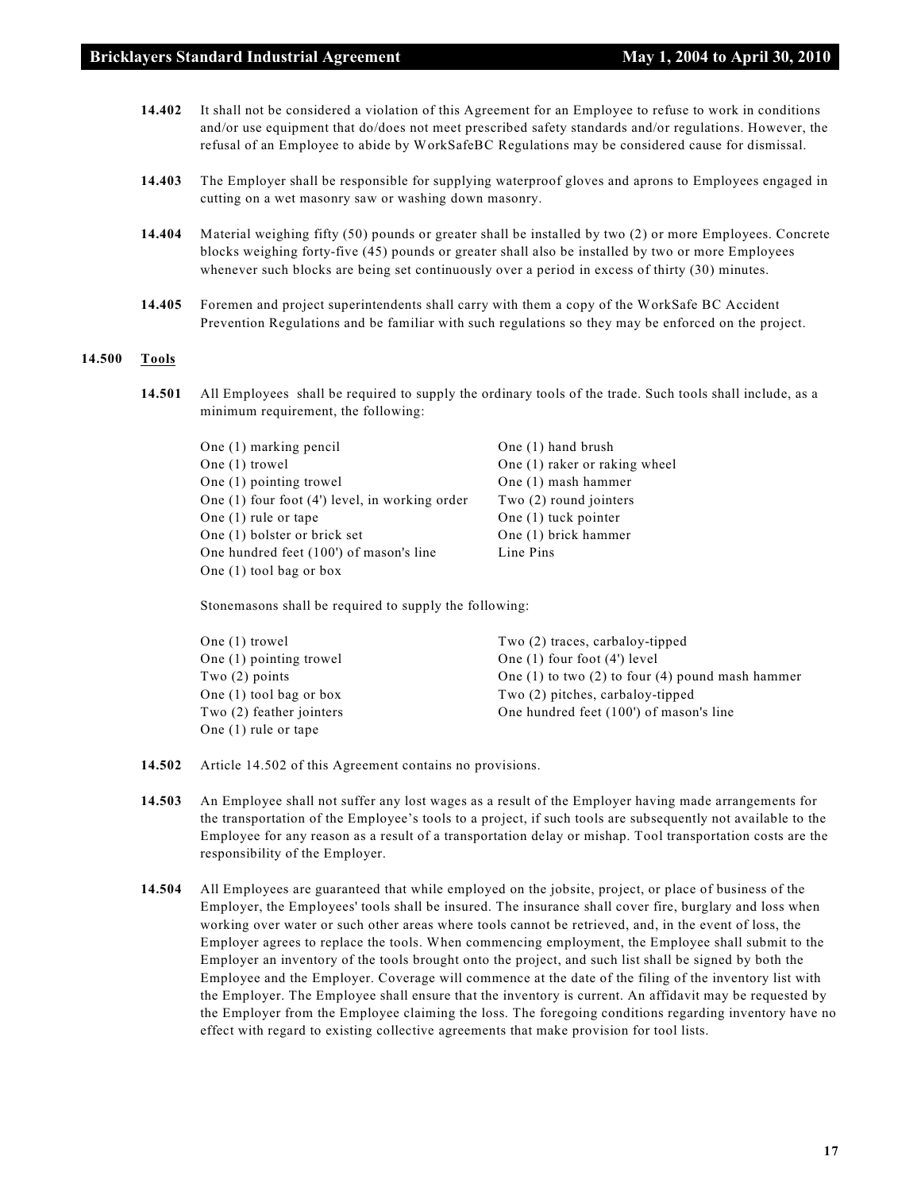**14.402** It shall not be considered a violation of this Agreement for an Employee to refuse to work in conditions and/or use equipment that do/does not meet prescribed safety standards and/or regulations. However, the refusal of an Employee to abide by WorkSafeBC Regulations may be considered cause for dismissal.

**14.403** The Employer shall be responsible for supplying waterproof gloves and aprons to Employees engaged in cutting on a wet masonry saw or washing down masonry.

**14.404** Material weighing fifty (50) pounds or greater shall be installed by two (2) or more Employees. Concrete blocks weighing forty-five (45) pounds or greater shall also be installed by two or more Employees whenever such blocks are being set continuously over a period in excess of thirty (30) minutes.

**14.405** Foremen and project superintendents shall carry with them a copy of the WorkSafe BC Accident Prevention Regulations and be familiar with such regulations so they may be enforced on the project.

**14.500 Tools**

**14.501** All Employees shall be required to supply the ordinary tools of the trade. Such tools shall include, as a minimum requirement, the following:

| | |
|---|---|
| One (1) marking pencil | One (1) hand brush |
| One (1) trowel | One (1) raker or raking wheel |
| One (1) pointing trowel | One (1) mash hammer |
| One (1) four foot (4') level, in working order | Two (2) round jointers |
| One (1) rule or tape | One (1) tuck pointer |
| One (1) bolster or brick set | One (1) brick hammer |
| One hundred feet (100') of mason's line | Line Pins |
| One (1) tool bag or box | |

Stonemasons shall be required to supply the following:

| | |
|---|---|
| One (1) trowel | Two (2) traces, carbaloy-tipped |
| One (1) pointing trowel | One (1) four foot (4') level |
| Two (2) points | One (1) to two (2) to four (4) pound mash hammer |
| One (1) tool bag or box | Two (2) pitches, carbaloy-tipped |
| Two (2) feather jointers | One hundred feet (100') of mason's line |
| One (1) rule or tape | |

**14.502** Article 14.502 of this Agreement contains no provisions.

**14.503** An Employee shall not suffer any lost wages as a result of the Employer having made arrangements for the transportation of the Employee's tools to a project, if such tools are subsequently not available to the Employee for any reason as a result of a transportation delay or mishap. Tool transportation costs are the responsibility of the Employer.

**14.504** All Employees are guaranteed that while employed on the jobsite, project, or place of business of the Employer, the Employees' tools shall be insured. The insurance shall cover fire, burglary and loss when working over water or such other areas where tools cannot be retrieved, and, in the event of loss, the Employer agrees to replace the tools. When commencing employment, the Employee shall submit to the Employer an inventory of the tools brought onto the project, and such list shall be signed by both the Employee and the Employer. Coverage will commence at the date of the filing of the inventory list with the Employer. The Employee shall ensure that the inventory is current. An affidavit may be requested by the Employer from the Employee claiming the loss. The foregoing conditions regarding inventory have no effect with regard to existing collective agreements that make provision for tool lists.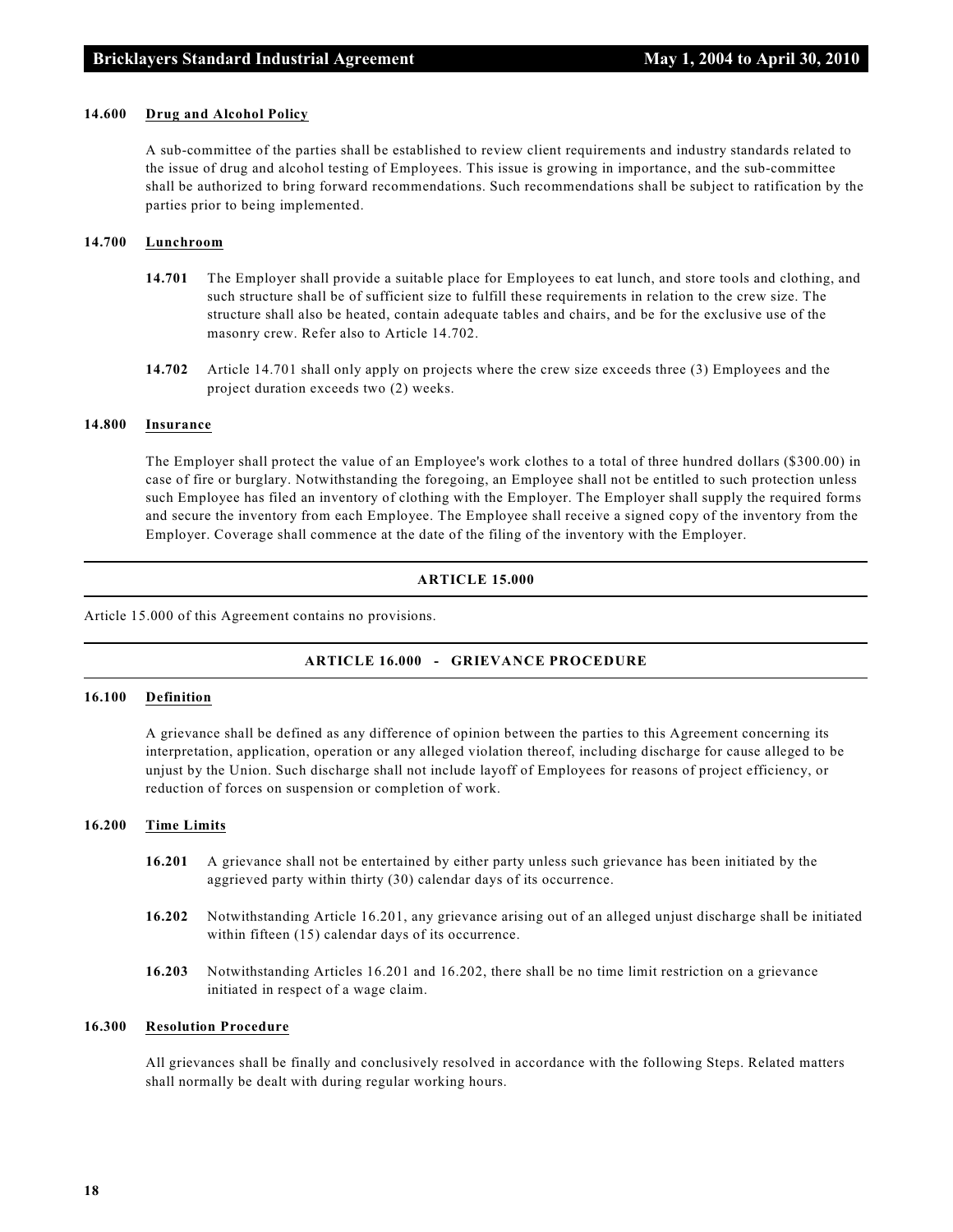**14.600 Drug and Alcohol Policy**

A sub-committee of the parties shall be established to review client requirements and industry standards related to the issue of drug and alcohol testing of Employees. This issue is growing in importance, and the sub-committee shall be authorized to bring forward recommendations. Such recommendations shall be subject to ratification by the parties prior to being implemented.

**14.700 Lunchroom**

**14.701** The Employer shall provide a suitable place for Employees to eat lunch, and store tools and clothing, and such structure shall be of sufficient size to fulfill these requirements in relation to the crew size. The structure shall also be heated, contain adequate tables and chairs, and be for the exclusive use of the masonry crew. Refer also to Article 14.702.

**14.702** Article 14.701 shall only apply on projects where the crew size exceeds three (3) Employees and the project duration exceeds two (2) weeks.

**14.800 Insurance**

The Employer shall protect the value of an Employee's work clothes to a total of three hundred dollars ($300.00) in case of fire or burglary. Notwithstanding the foregoing, an Employee shall not be entitled to such protection unless such Employee has filed an inventory of clothing with the Employer. The Employer shall supply the required forms and secure the inventory from each Employee. The Employee shall receive a signed copy of the inventory from the Employer. Coverage shall commence at the date of the filing of the inventory with the Employer.

## ARTICLE 15.000

Article 15.000 of this Agreement contains no provisions.

## ARTICLE 16.000 - GRIEVANCE PROCEDURE

**16.100 Definition**

A grievance shall be defined as any difference of opinion between the parties to this Agreement concerning its interpretation, application, operation or any alleged violation thereof, including discharge for cause alleged to be unjust by the Union. Such discharge shall not include layoff of Employees for reasons of project efficiency, or reduction of forces on suspension or completion of work.

**16.200 Time Limits**

**16.201** A grievance shall not be entertained by either party unless such grievance has been initiated by the aggrieved party within thirty (30) calendar days of its occurrence.

**16.202** Notwithstanding Article 16.201, any grievance arising out of an alleged unjust discharge shall be initiated within fifteen (15) calendar days of its occurrence.

**16.203** Notwithstanding Articles 16.201 and 16.202, there shall be no time limit restriction on a grievance initiated in respect of a wage claim.

**16.300 Resolution Procedure**

All grievances shall be finally and conclusively resolved in accordance with the following Steps. Related matters shall normally be dealt with during regular working hours.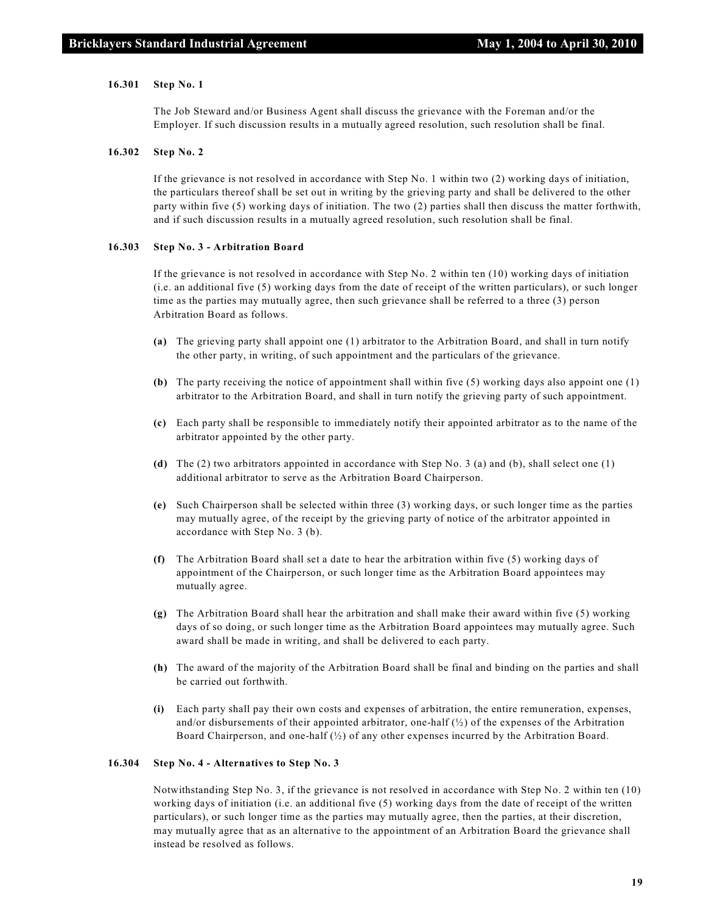#### 16.301 Step No. 1

The Job Steward and/or Business Agent shall discuss the grievance with the Foreman and/or the Employer. If such discussion results in a mutually agreed resolution, such resolution shall be final.

#### 16.302 Step No. 2

If the grievance is not resolved in accordance with Step No. 1 within two (2) working days of initiation, the particulars thereof shall be set out in writing by the grieving party and shall be delivered to the other party within five (5) working days of initiation. The two (2) parties shall then discuss the matter forthwith, and if such discussion results in a mutually agreed resolution, such resolution shall be final.

#### 16.303 Step No. 3 - Arbitration Board

If the grievance is not resolved in accordance with Step No. 2 within ten (10) working days of initiation (i.e. an additional five (5) working days from the date of receipt of the written particulars), or such longer time as the parties may mutually agree, then such grievance shall be referred to a three (3) person Arbitration Board as follows.

**(a)** The grieving party shall appoint one (1) arbitrator to the Arbitration Board, and shall in turn notify the other party, in writing, of such appointment and the particulars of the grievance.

**(b)** The party receiving the notice of appointment shall within five (5) working days also appoint one (1) arbitrator to the Arbitration Board, and shall in turn notify the grieving party of such appointment.

**(c)** Each party shall be responsible to immediately notify their appointed arbitrator as to the name of the arbitrator appointed by the other party.

**(d)** The (2) two arbitrators appointed in accordance with Step No. 3 (a) and (b), shall select one (1) additional arbitrator to serve as the Arbitration Board Chairperson.

**(e)** Such Chairperson shall be selected within three (3) working days, or such longer time as the parties may mutually agree, of the receipt by the grieving party of notice of the arbitrator appointed in accordance with Step No. 3 (b).

**(f)** The Arbitration Board shall set a date to hear the arbitration within five (5) working days of appointment of the Chairperson, or such longer time as the Arbitration Board appointees may mutually agree.

**(g)** The Arbitration Board shall hear the arbitration and shall make their award within five (5) working days of so doing, or such longer time as the Arbitration Board appointees may mutually agree. Such award shall be made in writing, and shall be delivered to each party.

**(h)** The award of the majority of the Arbitration Board shall be final and binding on the parties and shall be carried out forthwith.

**(i)** Each party shall pay their own costs and expenses of arbitration, the entire remuneration, expenses, and/or disbursements of their appointed arbitrator, one-half (½) of the expenses of the Arbitration Board Chairperson, and one-half (½) of any other expenses incurred by the Arbitration Board.

#### 16.304 Step No. 4 - Alternatives to Step No. 3

Notwithstanding Step No. 3, if the grievance is not resolved in accordance with Step No. 2 within ten (10) working days of initiation (i.e. an additional five (5) working days from the date of receipt of the written particulars), or such longer time as the parties may mutually agree, then the parties, at their discretion, may mutually agree that as an alternative to the appointment of an Arbitration Board the grievance shall instead be resolved as follows.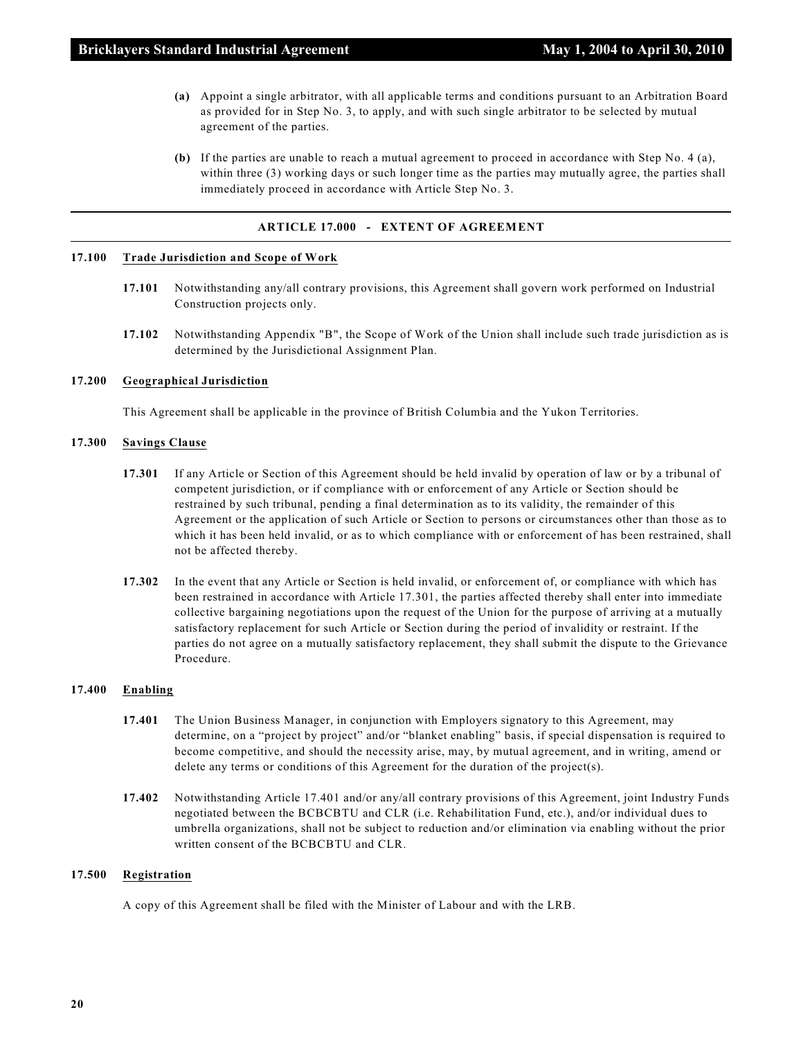**(a)** Appoint a single arbitrator, with all applicable terms and conditions pursuant to an Arbitration Board as provided for in Step No. 3, to apply, and with such single arbitrator to be selected by mutual agreement of the parties.

**(b)** If the parties are unable to reach a mutual agreement to proceed in accordance with Step No. 4 (a), within three (3) working days or such longer time as the parties may mutually agree, the parties shall immediately proceed in accordance with Article Step No. 3.

## ARTICLE 17.000 - EXTENT OF AGREEMENT

### 17.100 Trade Jurisdiction and Scope of Work

**17.101** Notwithstanding any/all contrary provisions, this Agreement shall govern work performed on Industrial Construction projects only.

**17.102** Notwithstanding Appendix "B", the Scope of Work of the Union shall include such trade jurisdiction as is determined by the Jurisdictional Assignment Plan.

### 17.200 Geographical Jurisdiction

This Agreement shall be applicable in the province of British Columbia and the Yukon Territories.

### 17.300 Savings Clause

**17.301** If any Article or Section of this Agreement should be held invalid by operation of law or by a tribunal of competent jurisdiction, or if compliance with or enforcement of any Article or Section should be restrained by such tribunal, pending a final determination as to its validity, the remainder of this Agreement or the application of such Article or Section to persons or circumstances other than those as to which it has been held invalid, or as to which compliance with or enforcement of has been restrained, shall not be affected thereby.

**17.302** In the event that any Article or Section is held invalid, or enforcement of, or compliance with which has been restrained in accordance with Article 17.301, the parties affected thereby shall enter into immediate collective bargaining negotiations upon the request of the Union for the purpose of arriving at a mutually satisfactory replacement for such Article or Section during the period of invalidity or restraint. If the parties do not agree on a mutually satisfactory replacement, they shall submit the dispute to the Grievance Procedure.

### 17.400 Enabling

**17.401** The Union Business Manager, in conjunction with Employers signatory to this Agreement, may determine, on a "project by project" and/or "blanket enabling" basis, if special dispensation is required to become competitive, and should the necessity arise, may, by mutual agreement, and in writing, amend or delete any terms or conditions of this Agreement for the duration of the project(s).

**17.402** Notwithstanding Article 17.401 and/or any/all contrary provisions of this Agreement, joint Industry Funds negotiated between the BCBCBTU and CLR (i.e. Rehabilitation Fund, etc.), and/or individual dues to umbrella organizations, shall not be subject to reduction and/or elimination via enabling without the prior written consent of the BCBCBTU and CLR.

### 17.500 Registration

A copy of this Agreement shall be filed with the Minister of Labour and with the LRB.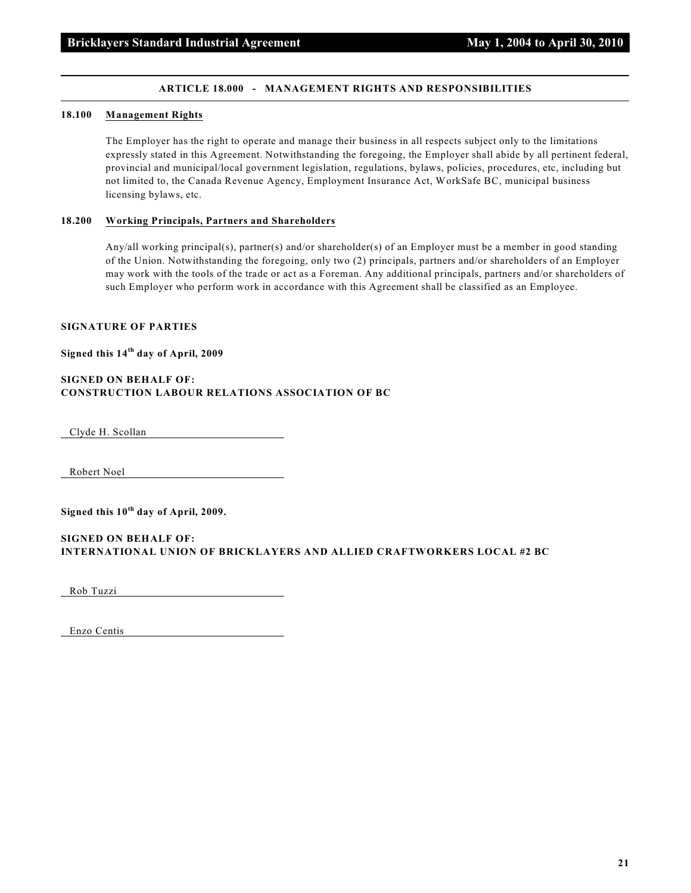## ARTICLE 18.000 - MANAGEMENT RIGHTS AND RESPONSIBILITIES

**18.100 Management Rights**

The Employer has the right to operate and manage their business in all respects subject only to the limitations expressly stated in this Agreement. Notwithstanding the foregoing, the Employer shall abide by all pertinent federal, provincial and municipal/local government legislation, regulations, bylaws, policies, procedures, etc, including but not limited to, the Canada Revenue Agency, Employment Insurance Act, WorkSafe BC, municipal business licensing bylaws, etc.

**18.200 Working Principals, Partners and Shareholders**

Any/all working principal(s), partner(s) and/or shareholder(s) of an Employer must be a member in good standing of the Union. Notwithstanding the foregoing, only two (2) principals, partners and/or shareholders of an Employer may work with the tools of the trade or act as a Foreman. Any additional principals, partners and/or shareholders of such Employer who perform work in accordance with this Agreement shall be classified as an Employee.

**SIGNATURE OF PARTIES**

**Signed this 14th day of April, 2009**

**SIGNED ON BEHALF OF:**
**CONSTRUCTION LABOUR RELATIONS ASSOCIATION OF BC**

Clyde H. Scollan

Robert Noel

**Signed this 10th day of April, 2009.**

**SIGNED ON BEHALF OF:**
**INTERNATIONAL UNION OF BRICKLAYERS AND ALLIED CRAFTWORKERS LOCAL #2 BC**

Rob Tuzzi

Enzo Centis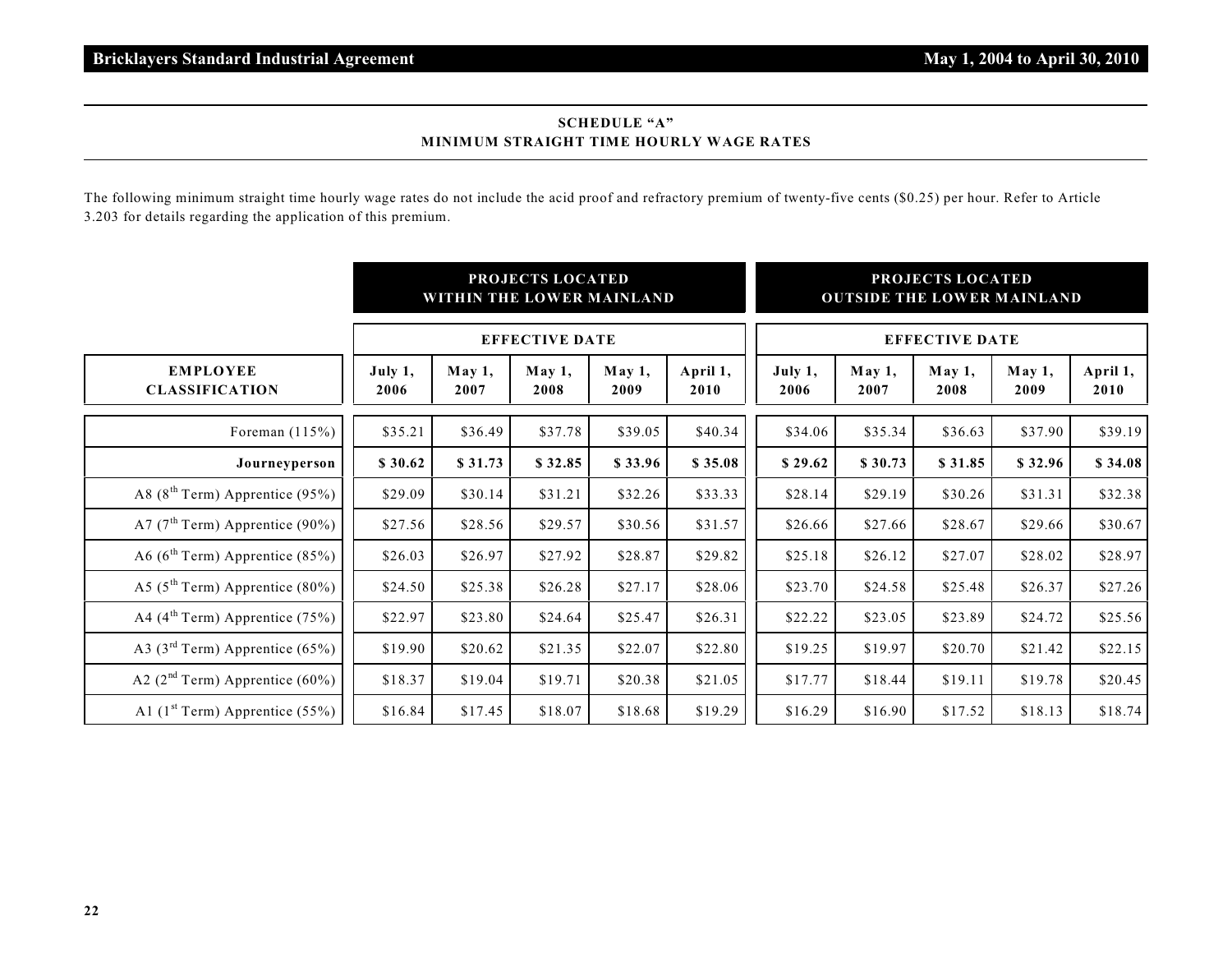## SCHEDULE "A"
## MINIMUM STRAIGHT TIME HOURLY WAGE RATES

The following minimum straight time hourly wage rates do not include the acid proof and refractory premium of twenty-five cents ($0.25) per hour. Refer to Article 3.203 for details regarding the application of this premium.

| EMPLOYEE CLASSIFICATION | PROJECTS LOCATED WITHIN THE LOWER MAINLAND — EFFECTIVE DATE | | | | | PROJECTS LOCATED OUTSIDE THE LOWER MAINLAND — EFFECTIVE DATE | | | | |
|---|---|---|---|---|---|---|---|---|---|---|
| | July 1, 2006 | May 1, 2007 | May 1, 2008 | May 1, 2009 | April 1, 2010 | July 1, 2006 | May 1, 2007 | May 1, 2008 | May 1, 2009 | April 1, 2010 |
| Foreman (115%) | $35.21 | $36.49 | $37.78 | $39.05 | $40.34 | $34.06 | $35.34 | $36.63 | $37.90 | $39.19 |
| **Journeyperson** | **$ 30.62** | **$ 31.73** | **$ 32.85** | **$ 33.96** | **$ 35.08** | **$ 29.62** | **$ 30.73** | **$ 31.85** | **$ 32.96** | **$ 34.08** |
| A8 (8th Term) Apprentice (95%) | $29.09 | $30.14 | $31.21 | $32.26 | $33.33 | $28.14 | $29.19 | $30.26 | $31.31 | $32.38 |
| A7 (7th Term) Apprentice (90%) | $27.56 | $28.56 | $29.57 | $30.56 | $31.57 | $26.66 | $27.66 | $28.67 | $29.66 | $30.67 |
| A6 (6th Term) Apprentice (85%) | $26.03 | $26.97 | $27.92 | $28.87 | $29.82 | $25.18 | $26.12 | $27.07 | $28.02 | $28.97 |
| A5 (5th Term) Apprentice (80%) | $24.50 | $25.38 | $26.28 | $27.17 | $28.06 | $23.70 | $24.58 | $25.48 | $26.37 | $27.26 |
| A4 (4th Term) Apprentice (75%) | $22.97 | $23.80 | $24.64 | $25.47 | $26.31 | $22.22 | $23.05 | $23.89 | $24.72 | $25.56 |
| A3 (3rd Term) Apprentice (65%) | $19.90 | $20.62 | $21.35 | $22.07 | $22.80 | $19.25 | $19.97 | $20.70 | $21.42 | $22.15 |
| A2 (2nd Term) Apprentice (60%) | $18.37 | $19.04 | $19.71 | $20.38 | $21.05 | $17.77 | $18.44 | $19.11 | $19.78 | $20.45 |
| A1 (1st Term) Apprentice (55%) | $16.84 | $17.45 | $18.07 | $18.68 | $19.29 | $16.29 | $16.90 | $17.52 | $18.13 | $18.74 |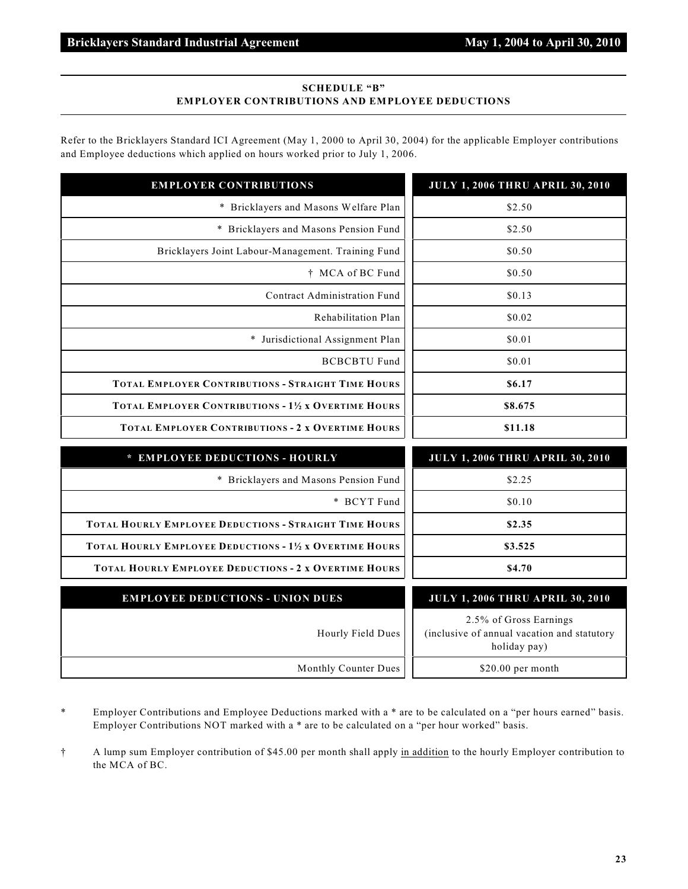## SCHEDULE "B"
## EMPLOYER CONTRIBUTIONS AND EMPLOYEE DEDUCTIONS

Refer to the Bricklayers Standard ICI Agreement (May 1, 2000 to April 30, 2004) for the applicable Employer contributions and Employee deductions which applied on hours worked prior to July 1, 2006.

| EMPLOYER CONTRIBUTIONS | JULY 1, 2006 THRU APRIL 30, 2010 |
|---|---|
| * Bricklayers and Masons Welfare Plan | $2.50 |
| * Bricklayers and Masons Pension Fund | $2.50 |
| Bricklayers Joint Labour-Management. Training Fund | $0.50 |
| † MCA of BC Fund | $0.50 |
| Contract Administration Fund | $0.13 |
| Rehabilitation Plan | $0.02 |
| * Jurisdictional Assignment Plan | $0.01 |
| BCBCBTU Fund | $0.01 |
| **TOTAL EMPLOYER CONTRIBUTIONS - STRAIGHT TIME HOURS** | **$6.17** |
| **TOTAL EMPLOYER CONTRIBUTIONS - 1½ x OVERTIME HOURS** | **$8.675** |
| **TOTAL EMPLOYER CONTRIBUTIONS - 2 x OVERTIME HOURS** | **$11.18** |

| * EMPLOYEE DEDUCTIONS - HOURLY | JULY 1, 2006 THRU APRIL 30, 2010 |
|---|---|
| * Bricklayers and Masons Pension Fund | $2.25 |
| * BCYT Fund | $0.10 |
| **TOTAL HOURLY EMPLOYEE DEDUCTIONS - STRAIGHT TIME HOURS** | **$2.35** |
| **TOTAL HOURLY EMPLOYEE DEDUCTIONS - 1½ x OVERTIME HOURS** | **$3.525** |
| **TOTAL HOURLY EMPLOYEE DEDUCTIONS - 2 x OVERTIME HOURS** | **$4.70** |

| EMPLOYEE DEDUCTIONS - UNION DUES | JULY 1, 2006 THRU APRIL 30, 2010 |
|---|---|
| Hourly Field Dues | 2.5% of Gross Earnings (inclusive of annual vacation and statutory holiday pay) |
| Monthly Counter Dues | $20.00 per month |

\* Employer Contributions and Employee Deductions marked with a * are to be calculated on a "per hours earned" basis. Employer Contributions NOT marked with a * are to be calculated on a "per hour worked" basis.

† A lump sum Employer contribution of $45.00 per month shall apply <u>in addition</u> to the hourly Employer contribution to the MCA of BC.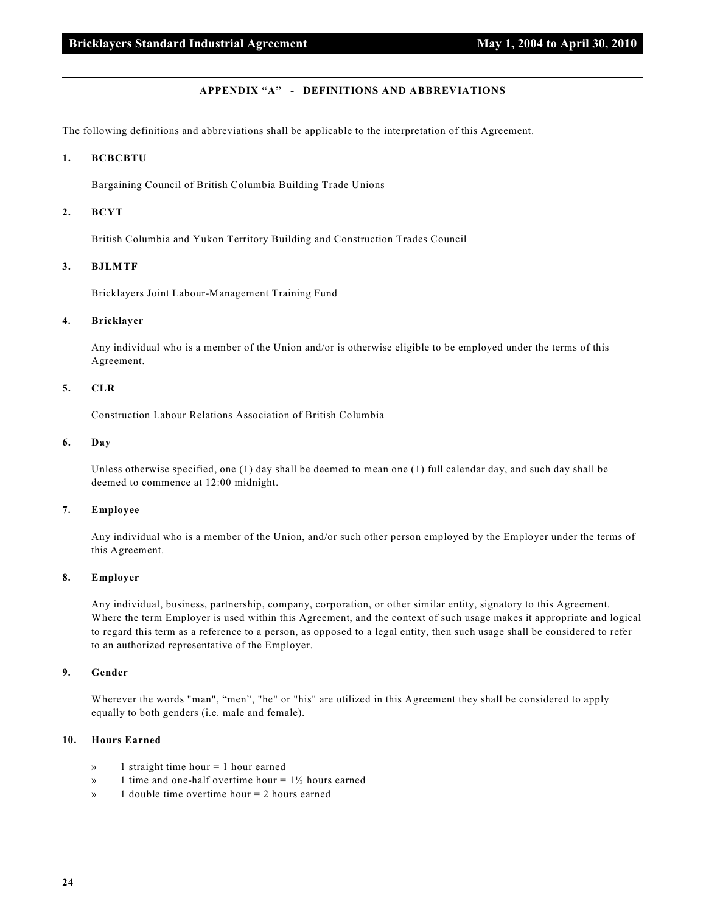## APPENDIX "A" - DEFINITIONS AND ABBREVIATIONS

The following definitions and abbreviations shall be applicable to the interpretation of this Agreement.

**1. BCBCBTU**

Bargaining Council of British Columbia Building Trade Unions

**2. BCYT**

British Columbia and Yukon Territory Building and Construction Trades Council

**3. BJLMTF**

Bricklayers Joint Labour-Management Training Fund

**4. Bricklayer**

Any individual who is a member of the Union and/or is otherwise eligible to be employed under the terms of this Agreement.

**5. CLR**

Construction Labour Relations Association of British Columbia

**6. Day**

Unless otherwise specified, one (1) day shall be deemed to mean one (1) full calendar day, and such day shall be deemed to commence at 12:00 midnight.

**7. Employee**

Any individual who is a member of the Union, and/or such other person employed by the Employer under the terms of this Agreement.

**8. Employer**

Any individual, business, partnership, company, corporation, or other similar entity, signatory to this Agreement. Where the term Employer is used within this Agreement, and the context of such usage makes it appropriate and logical to regard this term as a reference to a person, as opposed to a legal entity, then such usage shall be considered to refer to an authorized representative of the Employer.

**9. Gender**

Wherever the words "man", "men", "he" or "his" are utilized in this Agreement they shall be considered to apply equally to both genders (i.e. male and female).

**10. Hours Earned**

» 1 straight time hour = 1 hour earned
» 1 time and one-half overtime hour = 1½ hours earned
» 1 double time overtime hour = 2 hours earned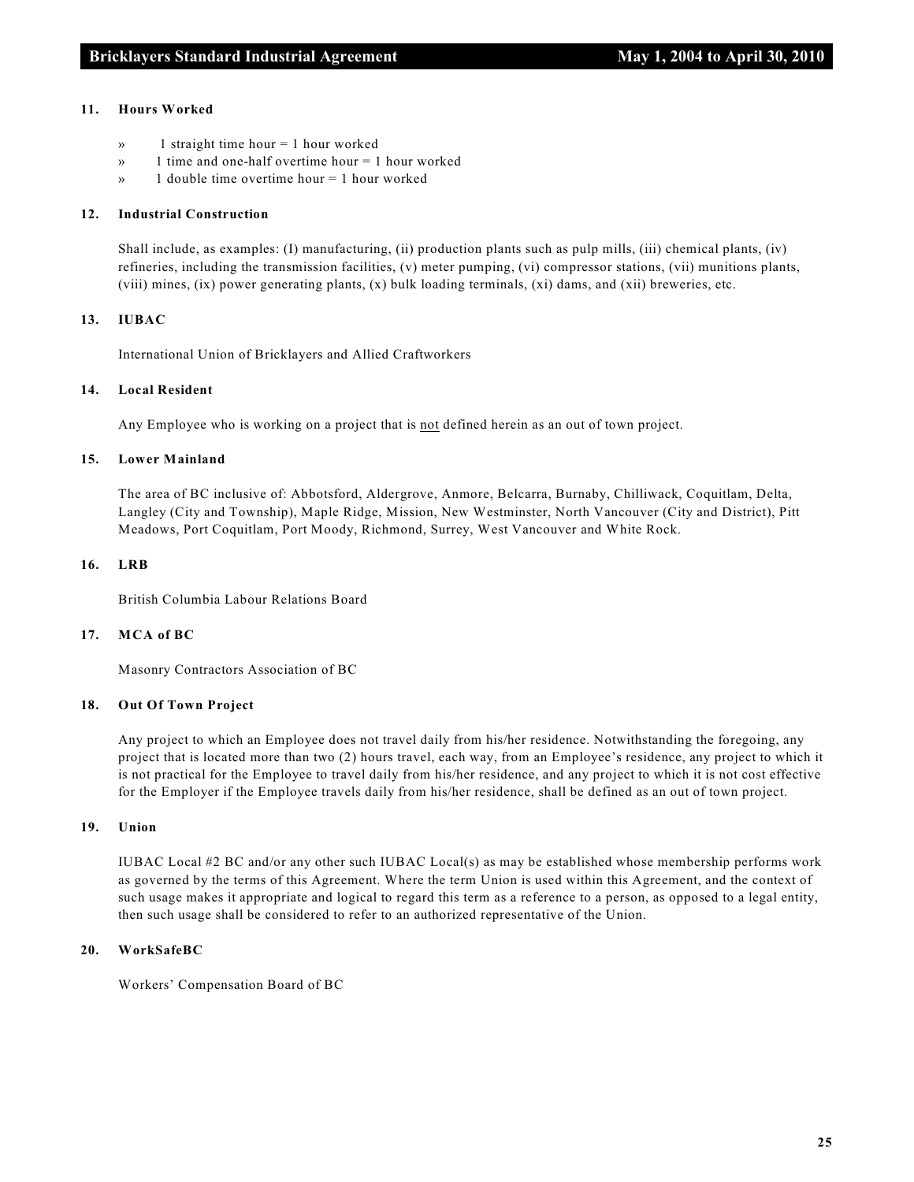**11. Hours Worked**

- 1 straight time hour = 1 hour worked
- 1 time and one-half overtime hour = 1 hour worked
- 1 double time overtime hour = 1 hour worked

**12. Industrial Construction**

Shall include, as examples: (I) manufacturing, (ii) production plants such as pulp mills, (iii) chemical plants, (iv) refineries, including the transmission facilities, (v) meter pumping, (vi) compressor stations, (vii) munitions plants, (viii) mines, (ix) power generating plants, (x) bulk loading terminals, (xi) dams, and (xii) breweries, etc.

**13. IUBAC**

International Union of Bricklayers and Allied Craftworkers

**14. Local Resident**

Any Employee who is working on a project that is <u>not</u> defined herein as an out of town project.

**15. Lower Mainland**

The area of BC inclusive of: Abbotsford, Aldergrove, Anmore, Belcarra, Burnaby, Chilliwack, Coquitlam, Delta, Langley (City and Township), Maple Ridge, Mission, New Westminster, North Vancouver (City and District), Pitt Meadows, Port Coquitlam, Port Moody, Richmond, Surrey, West Vancouver and White Rock.

**16. LRB**

British Columbia Labour Relations Board

**17. MCA of BC**

Masonry Contractors Association of BC

**18. Out Of Town Project**

Any project to which an Employee does not travel daily from his/her residence. Notwithstanding the foregoing, any project that is located more than two (2) hours travel, each way, from an Employee's residence, any project to which it is not practical for the Employee to travel daily from his/her residence, and any project to which it is not cost effective for the Employer if the Employee travels daily from his/her residence, shall be defined as an out of town project.

**19. Union**

IUBAC Local #2 BC and/or any other such IUBAC Local(s) as may be established whose membership performs work as governed by the terms of this Agreement. Where the term Union is used within this Agreement, and the context of such usage makes it appropriate and logical to regard this term as a reference to a person, as opposed to a legal entity, then such usage shall be considered to refer to an authorized representative of the Union.

**20. WorkSafeBC**

Workers' Compensation Board of BC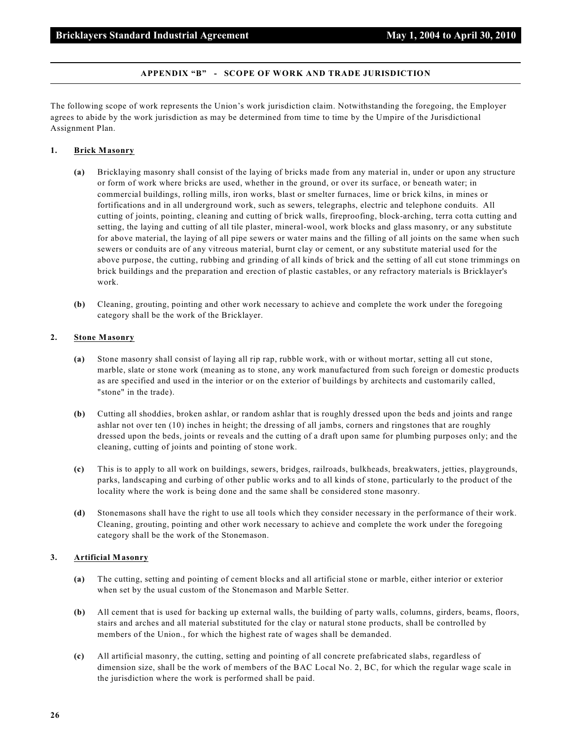## APPENDIX "B" - SCOPE OF WORK AND TRADE JURISDICTION

The following scope of work represents the Union's work jurisdiction claim. Notwithstanding the foregoing, the Employer agrees to abide by the work jurisdiction as may be determined from time to time by the Umpire of the Jurisdictional Assignment Plan.

### 1. Brick Masonry

**(a)** Bricklaying masonry shall consist of the laying of bricks made from any material in, under or upon any structure or form of work where bricks are used, whether in the ground, or over its surface, or beneath water; in commercial buildings, rolling mills, iron works, blast or smelter furnaces, lime or brick kilns, in mines or fortifications and in all underground work, such as sewers, telegraphs, electric and telephone conduits. All cutting of joints, pointing, cleaning and cutting of brick walls, fireproofing, block-arching, terra cotta cutting and setting, the laying and cutting of all tile plaster, mineral-wool, work blocks and glass masonry, or any substitute for above material, the laying of all pipe sewers or water mains and the filling of all joints on the same when such sewers or conduits are of any vitreous material, burnt clay or cement, or any substitute material used for the above purpose, the cutting, rubbing and grinding of all kinds of brick and the setting of all cut stone trimmings on brick buildings and the preparation and erection of plastic castables, or any refractory materials is Bricklayer's work.

**(b)** Cleaning, grouting, pointing and other work necessary to achieve and complete the work under the foregoing category shall be the work of the Bricklayer.

### 2. Stone Masonry

**(a)** Stone masonry shall consist of laying all rip rap, rubble work, with or without mortar, setting all cut stone, marble, slate or stone work (meaning as to stone, any work manufactured from such foreign or domestic products as are specified and used in the interior or on the exterior of buildings by architects and customarily called, "stone" in the trade).

**(b)** Cutting all shoddies, broken ashlar, or random ashlar that is roughly dressed upon the beds and joints and range ashlar not over ten (10) inches in height; the dressing of all jambs, corners and ringstones that are roughly dressed upon the beds, joints or reveals and the cutting of a draft upon same for plumbing purposes only; and the cleaning, cutting of joints and pointing of stone work.

**(c)** This is to apply to all work on buildings, sewers, bridges, railroads, bulkheads, breakwaters, jetties, playgrounds, parks, landscaping and curbing of other public works and to all kinds of stone, particularly to the product of the locality where the work is being done and the same shall be considered stone masonry.

**(d)** Stonemasons shall have the right to use all tools which they consider necessary in the performance of their work. Cleaning, grouting, pointing and other work necessary to achieve and complete the work under the foregoing category shall be the work of the Stonemason.

### 3. Artificial Masonry

**(a)** The cutting, setting and pointing of cement blocks and all artificial stone or marble, either interior or exterior when set by the usual custom of the Stonemason and Marble Setter.

**(b)** All cement that is used for backing up external walls, the building of party walls, columns, girders, beams, floors, stairs and arches and all material substituted for the clay or natural stone products, shall be controlled by members of the Union., for which the highest rate of wages shall be demanded.

**(c)** All artificial masonry, the cutting, setting and pointing of all concrete prefabricated slabs, regardless of dimension size, shall be the work of members of the BAC Local No. 2, BC, for which the regular wage scale in the jurisdiction where the work is performed shall be paid.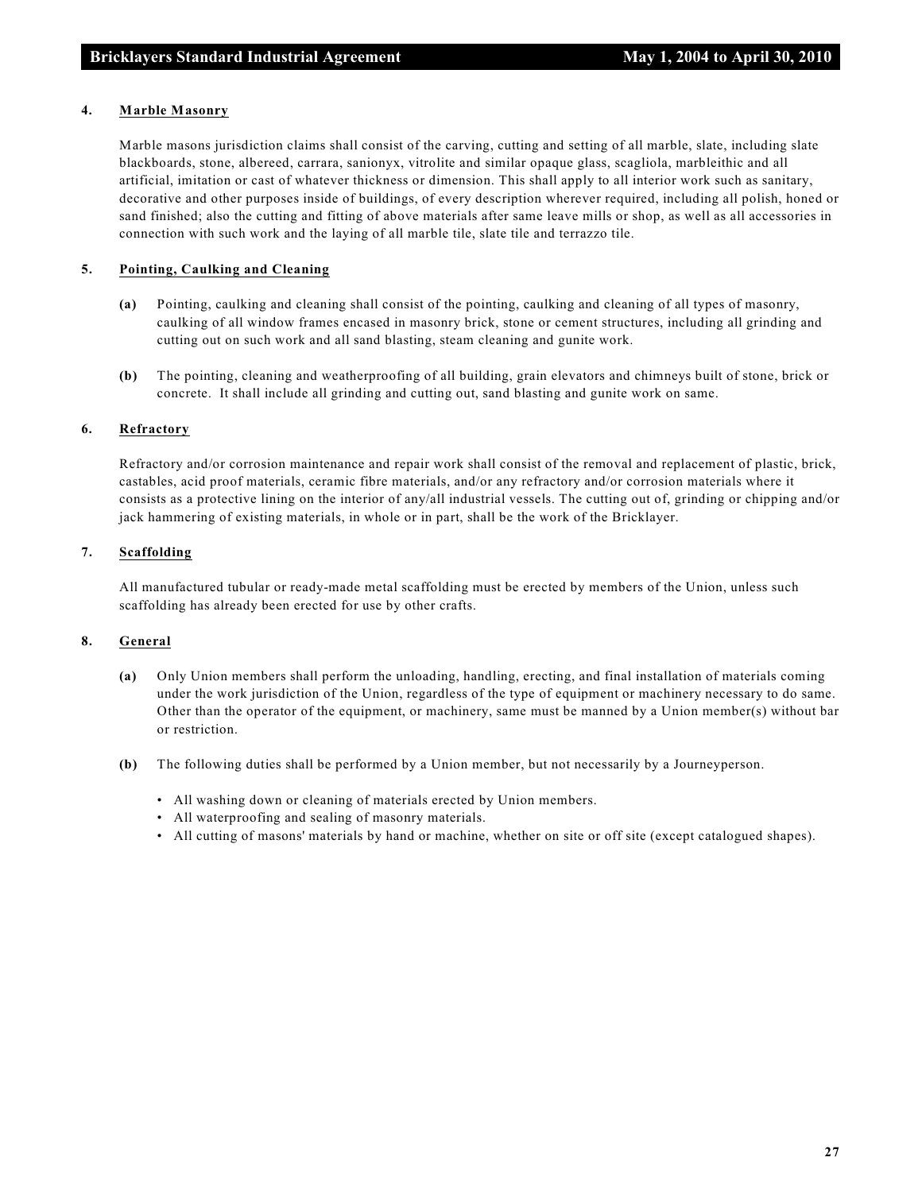## 4. Marble Masonry

Marble masons jurisdiction claims shall consist of the carving, cutting and setting of all marble, slate, including slate blackboards, stone, albereed, carrara, sanionyx, vitrolite and similar opaque glass, scagliola, marbleithic and all artificial, imitation or cast of whatever thickness or dimension. This shall apply to all interior work such as sanitary, decorative and other purposes inside of buildings, of every description wherever required, including all polish, honed or sand finished; also the cutting and fitting of above materials after same leave mills or shop, as well as all accessories in connection with such work and the laying of all marble tile, slate tile and terrazzo tile.

## 5. Pointing, Caulking and Cleaning

**(a)** Pointing, caulking and cleaning shall consist of the pointing, caulking and cleaning of all types of masonry, caulking of all window frames encased in masonry brick, stone or cement structures, including all grinding and cutting out on such work and all sand blasting, steam cleaning and gunite work.

**(b)** The pointing, cleaning and weatherproofing of all building, grain elevators and chimneys built of stone, brick or concrete. It shall include all grinding and cutting out, sand blasting and gunite work on same.

## 6. Refractory

Refractory and/or corrosion maintenance and repair work shall consist of the removal and replacement of plastic, brick, castables, acid proof materials, ceramic fibre materials, and/or any refractory and/or corrosion materials where it consists as a protective lining on the interior of any/all industrial vessels. The cutting out of, grinding or chipping and/or jack hammering of existing materials, in whole or in part, shall be the work of the Bricklayer.

## 7. Scaffolding

All manufactured tubular or ready-made metal scaffolding must be erected by members of the Union, unless such scaffolding has already been erected for use by other crafts.

## 8. General

**(a)** Only Union members shall perform the unloading, handling, erecting, and final installation of materials coming under the work jurisdiction of the Union, regardless of the type of equipment or machinery necessary to do same. Other than the operator of the equipment, or machinery, same must be manned by a Union member(s) without bar or restriction.

**(b)** The following duties shall be performed by a Union member, but not necessarily by a Journeyperson.

- All washing down or cleaning of materials erected by Union members.
- All waterproofing and sealing of masonry materials.
- All cutting of masons' materials by hand or machine, whether on site or off site (except catalogued shapes).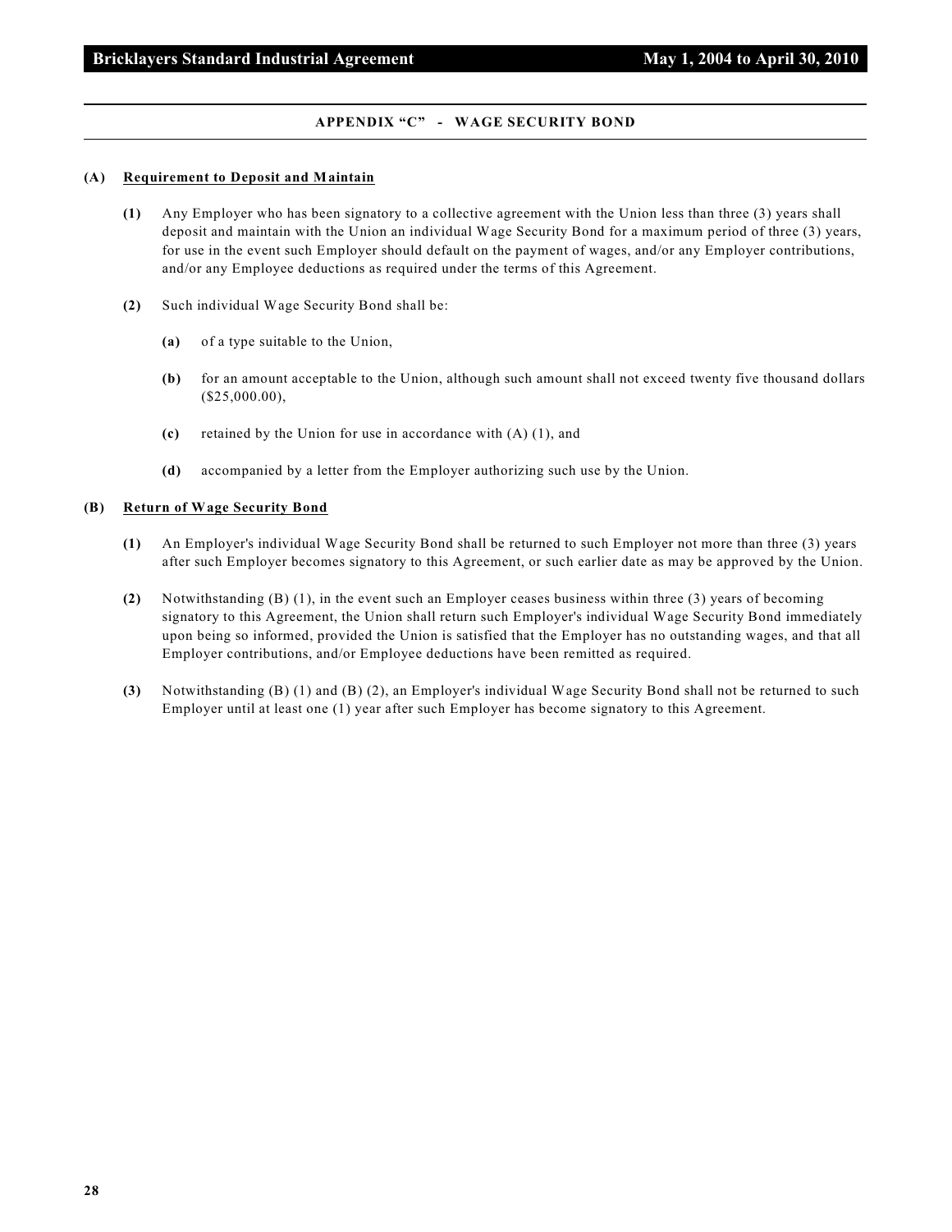## APPENDIX "C" - WAGE SECURITY BOND

**(A) Requirement to Deposit and Maintain**

**(1)** Any Employer who has been signatory to a collective agreement with the Union less than three (3) years shall deposit and maintain with the Union an individual Wage Security Bond for a maximum period of three (3) years, for use in the event such Employer should default on the payment of wages, and/or any Employer contributions, and/or any Employee deductions as required under the terms of this Agreement.

**(2)** Such individual Wage Security Bond shall be:

**(a)** of a type suitable to the Union,

**(b)** for an amount acceptable to the Union, although such amount shall not exceed twenty five thousand dollars ($25,000.00),

**(c)** retained by the Union for use in accordance with (A) (1), and

**(d)** accompanied by a letter from the Employer authorizing such use by the Union.

**(B) Return of Wage Security Bond**

**(1)** An Employer's individual Wage Security Bond shall be returned to such Employer not more than three (3) years after such Employer becomes signatory to this Agreement, or such earlier date as may be approved by the Union.

**(2)** Notwithstanding (B) (1), in the event such an Employer ceases business within three (3) years of becoming signatory to this Agreement, the Union shall return such Employer's individual Wage Security Bond immediately upon being so informed, provided the Union is satisfied that the Employer has no outstanding wages, and that all Employer contributions, and/or Employee deductions have been remitted as required.

**(3)** Notwithstanding (B) (1) and (B) (2), an Employer's individual Wage Security Bond shall not be returned to such Employer until at least one (1) year after such Employer has become signatory to this Agreement.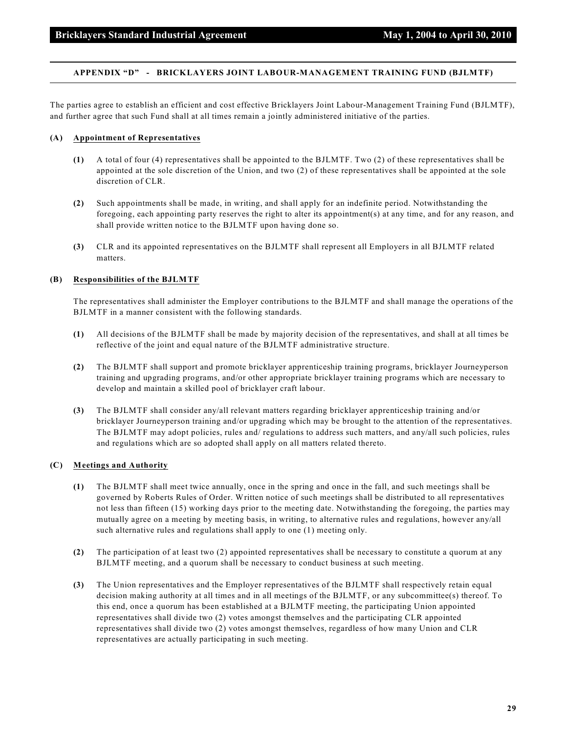## APPENDIX "D" - BRICKLAYERS JOINT LABOUR-MANAGEMENT TRAINING FUND (BJLMTF)

The parties agree to establish an efficient and cost effective Bricklayers Joint Labour-Management Training Fund (BJLMTF), and further agree that such Fund shall at all times remain a jointly administered initiative of the parties.

### (A) Appointment of Representatives

**(1)** A total of four (4) representatives shall be appointed to the BJLMTF. Two (2) of these representatives shall be appointed at the sole discretion of the Union, and two (2) of these representatives shall be appointed at the sole discretion of CLR.

**(2)** Such appointments shall be made, in writing, and shall apply for an indefinite period. Notwithstanding the foregoing, each appointing party reserves the right to alter its appointment(s) at any time, and for any reason, and shall provide written notice to the BJLMTF upon having done so.

**(3)** CLR and its appointed representatives on the BJLMTF shall represent all Employers in all BJLMTF related matters.

### (B) Responsibilities of the BJLMTF

The representatives shall administer the Employer contributions to the BJLMTF and shall manage the operations of the BJLMTF in a manner consistent with the following standards.

**(1)** All decisions of the BJLMTF shall be made by majority decision of the representatives, and shall at all times be reflective of the joint and equal nature of the BJLMTF administrative structure.

**(2)** The BJLMTF shall support and promote bricklayer apprenticeship training programs, bricklayer Journeyperson training and upgrading programs, and/or other appropriate bricklayer training programs which are necessary to develop and maintain a skilled pool of bricklayer craft labour.

**(3)** The BJLMTF shall consider any/all relevant matters regarding bricklayer apprenticeship training and/or bricklayer Journeyperson training and/or upgrading which may be brought to the attention of the representatives. The BJLMTF may adopt policies, rules and/ regulations to address such matters, and any/all such policies, rules and regulations which are so adopted shall apply on all matters related thereto.

### (C) Meetings and Authority

**(1)** The BJLMTF shall meet twice annually, once in the spring and once in the fall, and such meetings shall be governed by Roberts Rules of Order. Written notice of such meetings shall be distributed to all representatives not less than fifteen (15) working days prior to the meeting date. Notwithstanding the foregoing, the parties may mutually agree on a meeting by meeting basis, in writing, to alternative rules and regulations, however any/all such alternative rules and regulations shall apply to one (1) meeting only.

**(2)** The participation of at least two (2) appointed representatives shall be necessary to constitute a quorum at any BJLMTF meeting, and a quorum shall be necessary to conduct business at such meeting.

**(3)** The Union representatives and the Employer representatives of the BJLMTF shall respectively retain equal decision making authority at all times and in all meetings of the BJLMTF, or any subcommittee(s) thereof. To this end, once a quorum has been established at a BJLMTF meeting, the participating Union appointed representatives shall divide two (2) votes amongst themselves and the participating CLR appointed representatives shall divide two (2) votes amongst themselves, regardless of how many Union and CLR representatives are actually participating in such meeting.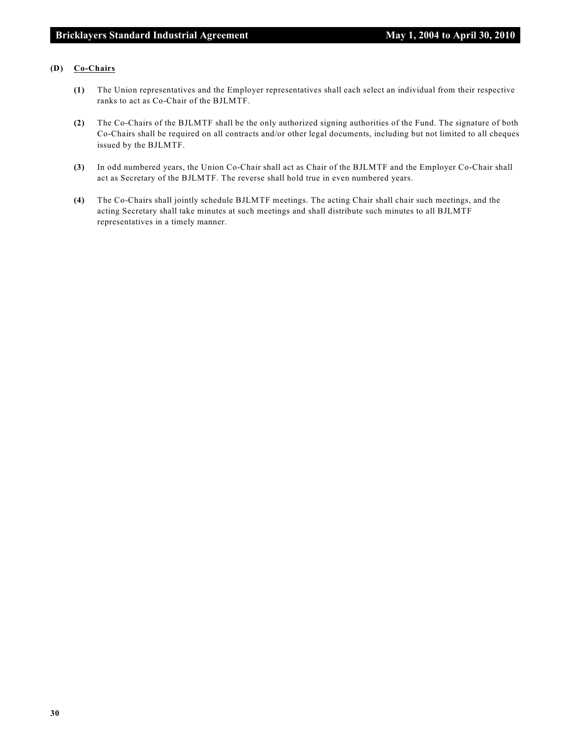**(D) Co-Chairs**

**(1)** The Union representatives and the Employer representatives shall each select an individual from their respective ranks to act as Co-Chair of the BJLMTF.

**(2)** The Co-Chairs of the BJLMTF shall be the only authorized signing authorities of the Fund. The signature of both Co-Chairs shall be required on all contracts and/or other legal documents, including but not limited to all cheques issued by the BJLMTF.

**(3)** In odd numbered years, the Union Co-Chair shall act as Chair of the BJLMTF and the Employer Co-Chair shall act as Secretary of the BJLMTF. The reverse shall hold true in even numbered years.

**(4)** The Co-Chairs shall jointly schedule BJLMTF meetings. The acting Chair shall chair such meetings, and the acting Secretary shall take minutes at such meetings and shall distribute such minutes to all BJLMTF representatives in a timely manner.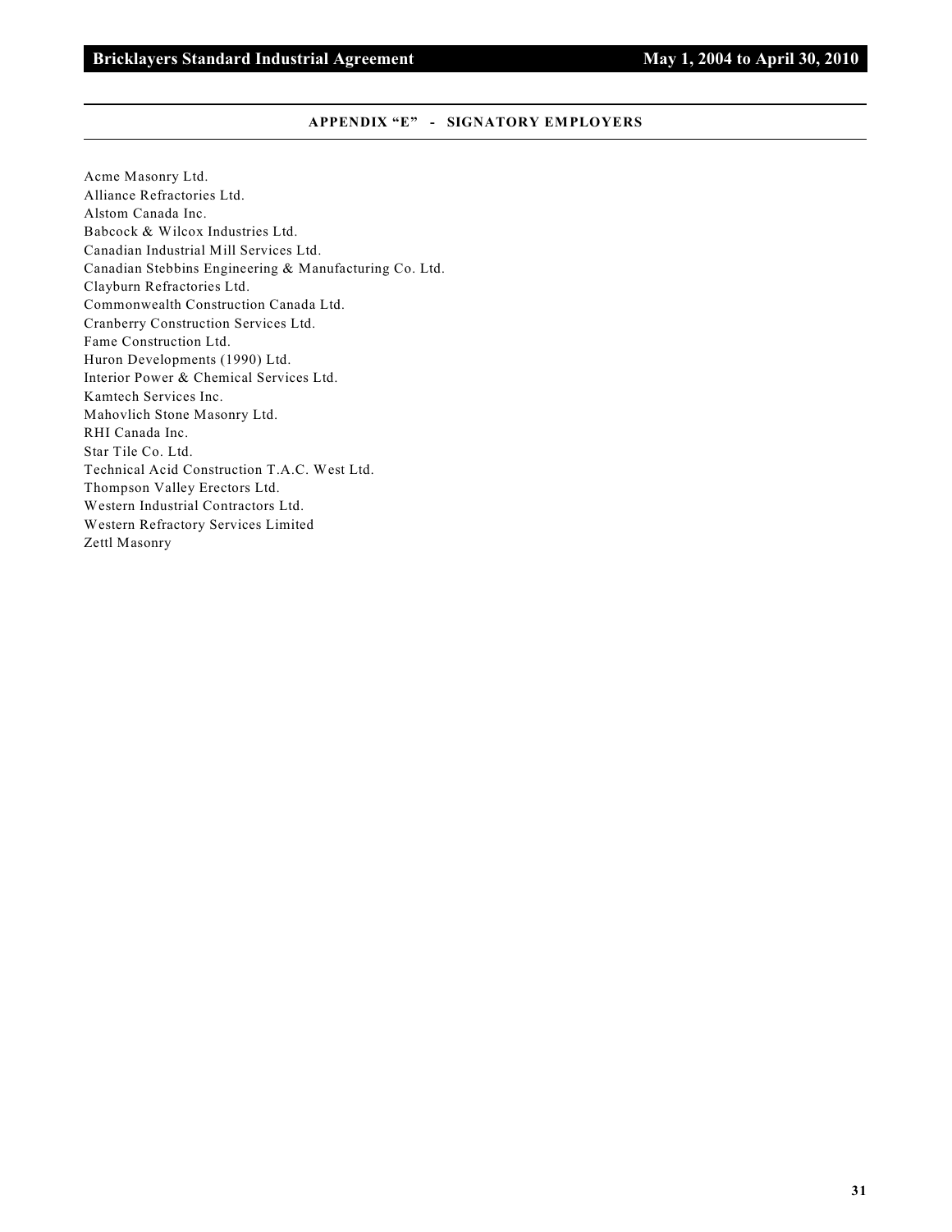## APPENDIX "E" - SIGNATORY EMPLOYERS

Acme Masonry Ltd.
Alliance Refractories Ltd.
Alstom Canada Inc.
Babcock & Wilcox Industries Ltd.
Canadian Industrial Mill Services Ltd.
Canadian Stebbins Engineering & Manufacturing Co. Ltd.
Clayburn Refractories Ltd.
Commonwealth Construction Canada Ltd.
Cranberry Construction Services Ltd.
Fame Construction Ltd.
Huron Developments (1990) Ltd.
Interior Power & Chemical Services Ltd.
Kamtech Services Inc.
Mahovlich Stone Masonry Ltd.
RHI Canada Inc.
Star Tile Co. Ltd.
Technical Acid Construction T.A.C. West Ltd.
Thompson Valley Erectors Ltd.
Western Industrial Contractors Ltd.
Western Refractory Services Limited
Zettl Masonry